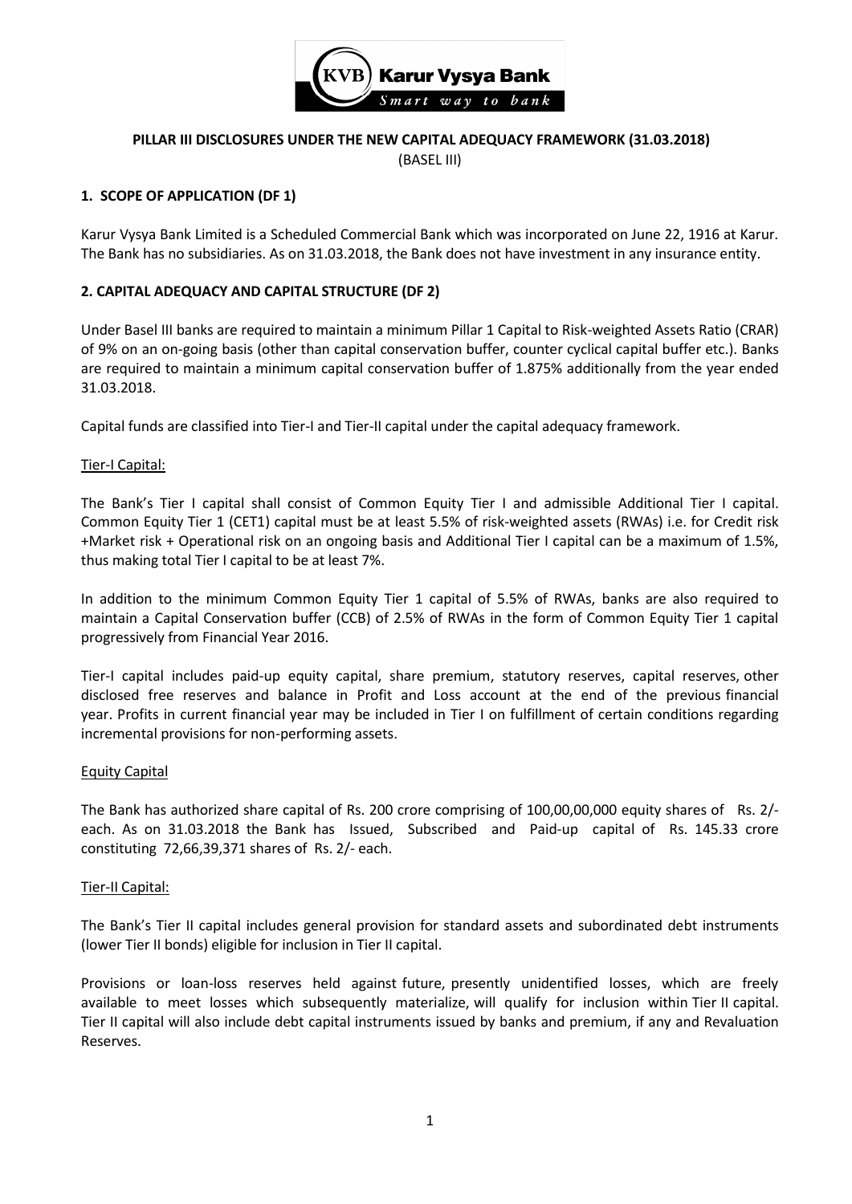# PILLAR III DISCLOSURES UNDER THE NEW CAPITAL ADEQUACY FRAMEWORK (31.03.2018)

(BASEL III)

## 1. SCOPE OF APPLICATION (DF 1)

Karur Vysya Bank Limited is a Scheduled Commercial Bank which was incorporated on June 22, 1916 at Karur. The Bank has no subsidiaries. As on 31.03.2018, the Bank does not have investment in any insurance entity.

## 2. CAPITAL ADEQUACY AND CAPITAL STRUCTURE (DF 2)

Under Basel III banks are required to maintain a minimum Pillar 1 Capital to Risk-weighted Assets Ratio (CRAR) of 9% on an on-going basis (other than capital conservation buffer, counter cyclical capital buffer etc.). Banks are required to maintain a minimum capital conservation buffer of 1.875% additionally from the year ended 31.03.2018.

Capital funds are classified into Tier-I and Tier-II capital under the capital adequacy framework.

### Tier-I Capital:

The Bank's Tier I capital shall consist of Common Equity Tier I and admissible Additional Tier I capital. Common Equity Tier 1 (CET1) capital must be at least 5.5% of risk-weighted assets (RWAs) i.e. for Credit risk +Market risk + Operational risk on an ongoing basis and Additional Tier I capital can be a maximum of 1.5%, thus making total Tier I capital to be at least 7%.

In addition to the minimum Common Equity Tier 1 capital of 5.5% of RWAs, banks are also required to maintain a Capital Conservation buffer (CCB) of 2.5% of RWAs in the form of Common Equity Tier 1 capital progressively from Financial Year 2016.

Tier-I capital includes paid-up equity capital, share premium, statutory reserves, capital reserves, other disclosed free reserves and balance in Profit and Loss account at the end of the previous financial year. Profits in current financial year may be included in Tier I on fulfillment of certain conditions regarding incremental provisions for non-performing assets.

### Equity Capital

The Bank has authorized share capital of Rs. 200 crore comprising of 100,00,00,000 equity shares of Rs. 2/- each. As on 31.03.2018 the Bank has Issued, Subscribed and Paid-up capital of Rs. 145.33 crore constituting 72,66,39,371 shares of Rs. 2/- each.

### Tier-II Capital:

The Bank's Tier II capital includes general provision for standard assets and subordinated debt instruments (lower Tier II bonds) eligible for inclusion in Tier II capital.

Provisions or loan-loss reserves held against future, presently unidentified losses, which are freely available to meet losses which subsequently materialize, will qualify for inclusion within Tier II capital. Tier II capital will also include debt capital instruments issued by banks and premium, if any and Revaluation Reserves.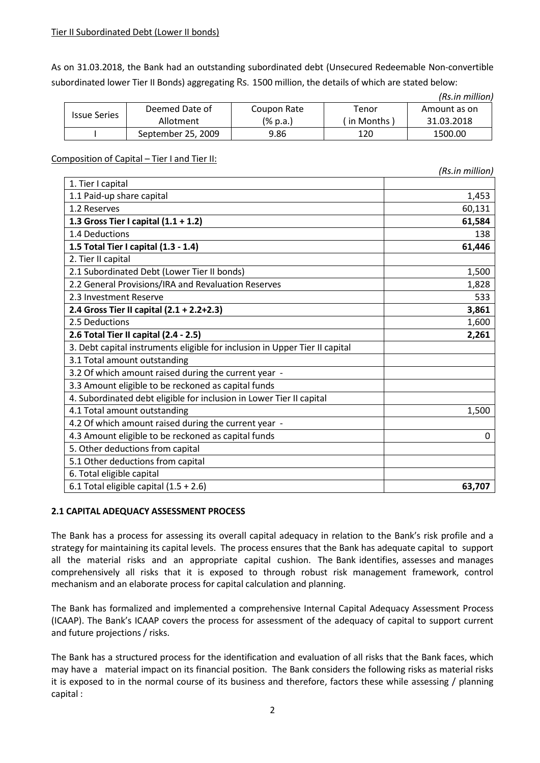Tier II Subordinated Debt (Lower II bonds)

As on 31.03.2018, the Bank had an outstanding subordinated debt (Unsecured Redeemable Non-convertible subordinated lower Tier II Bonds) aggregating Rs. 1500 million, the details of which are stated below:

*(Rs.in million)*

| Issue Series | Deemed Date of Allotment | Coupon Rate (% p.a.) | Tenor ( in Months ) | Amount as on 31.03.2018 |
|---|---|---|---|---|
| I | September 25, 2009 | 9.86 | 120 | 1500.00 |

Composition of Capital – Tier I and Tier II:

*(Rs.in million)*

| | |
|---|---|
| 1. Tier I capital | |
| 1.1 Paid-up share capital | 1,453 |
| 1.2 Reserves | 60,131 |
| **1.3 Gross Tier I capital (1.1 + 1.2)** | **61,584** |
| 1.4 Deductions | 138 |
| **1.5 Total Tier I capital (1.3 - 1.4)** | **61,446** |
| 2. Tier II capital | |
| 2.1 Subordinated Debt (Lower Tier II bonds) | 1,500 |
| 2.2 General Provisions/IRA and Revaluation Reserves | 1,828 |
| 2.3 Investment Reserve | 533 |
| **2.4 Gross Tier II capital (2.1 + 2.2+2.3)** | **3,861** |
| 2.5 Deductions | 1,600 |
| **2.6 Total Tier II capital (2.4 - 2.5)** | **2,261** |
| 3. Debt capital instruments eligible for inclusion in Upper Tier II capital | |
| 3.1 Total amount outstanding | |
| 3.2 Of which amount raised during the current year - | |
| 3.3 Amount eligible to be reckoned as capital funds | |
| 4. Subordinated debt eligible for inclusion in Lower Tier II capital | |
| 4.1 Total amount outstanding | 1,500 |
| 4.2 Of which amount raised during the current year - | |
| 4.3 Amount eligible to be reckoned as capital funds | 0 |
| 5. Other deductions from capital | |
| 5.1 Other deductions from capital | |
| 6. Total eligible capital | |
| 6.1 Total eligible capital (1.5 + 2.6) | **63,707** |

## 2.1 CAPITAL ADEQUACY ASSESSMENT PROCESS

The Bank has a process for assessing its overall capital adequacy in relation to the Bank's risk profile and a strategy for maintaining its capital levels. The process ensures that the Bank has adequate capital to support all the material risks and an appropriate capital cushion. The Bank identifies, assesses and manages comprehensively all risks that it is exposed to through robust risk management framework, control mechanism and an elaborate process for capital calculation and planning.

The Bank has formalized and implemented a comprehensive Internal Capital Adequacy Assessment Process (ICAAP). The Bank's ICAAP covers the process for assessment of the adequacy of capital to support current and future projections / risks.

The Bank has a structured process for the identification and evaluation of all risks that the Bank faces, which may have a material impact on its financial position. The Bank considers the following risks as material risks it is exposed to in the normal course of its business and therefore, factors these while assessing / planning capital :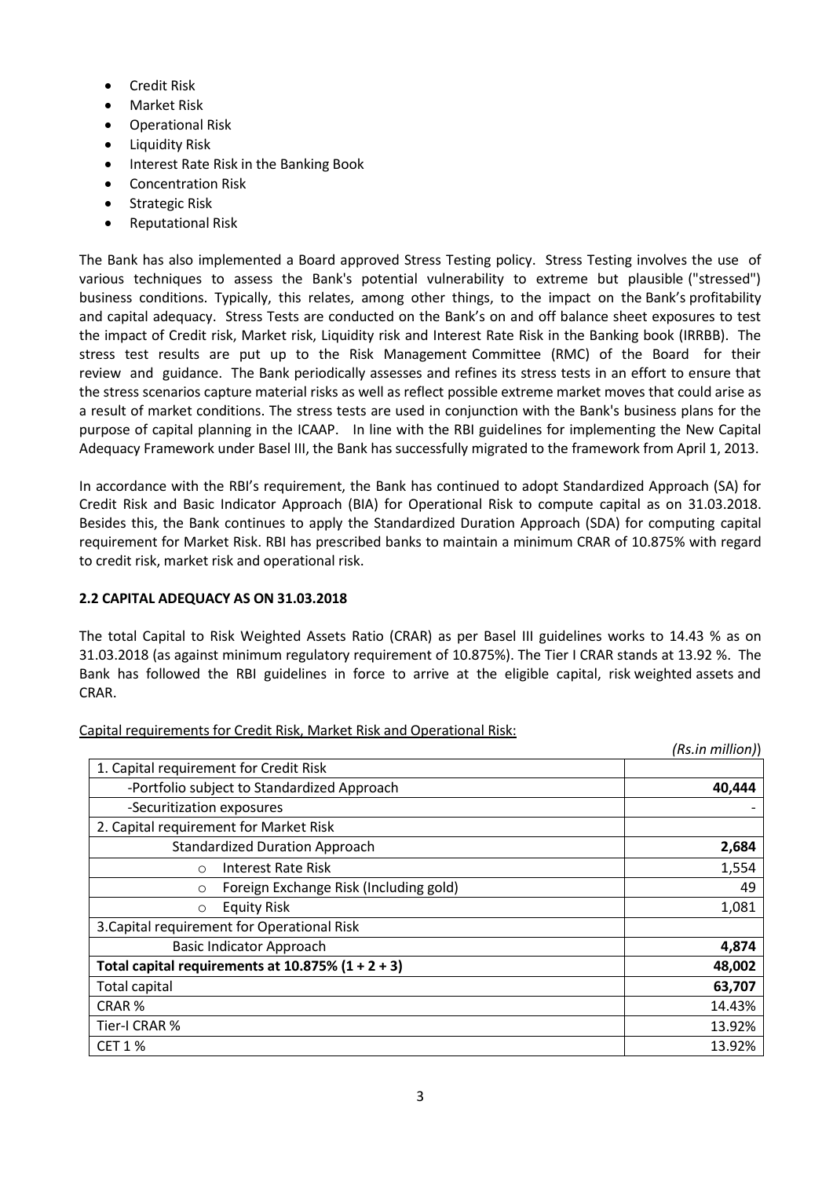- Credit Risk
- Market Risk
- Operational Risk
- Liquidity Risk
- Interest Rate Risk in the Banking Book
- Concentration Risk
- Strategic Risk
- Reputational Risk

The Bank has also implemented a Board approved Stress Testing policy. Stress Testing involves the use of various techniques to assess the Bank's potential vulnerability to extreme but plausible ("stressed") business conditions. Typically, this relates, among other things, to the impact on the Bank's profitability and capital adequacy. Stress Tests are conducted on the Bank's on and off balance sheet exposures to test the impact of Credit risk, Market risk, Liquidity risk and Interest Rate Risk in the Banking book (IRRBB). The stress test results are put up to the Risk Management Committee (RMC) of the Board for their review and guidance. The Bank periodically assesses and refines its stress tests in an effort to ensure that the stress scenarios capture material risks as well as reflect possible extreme market moves that could arise as a result of market conditions. The stress tests are used in conjunction with the Bank's business plans for the purpose of capital planning in the ICAAP. In line with the RBI guidelines for implementing the New Capital Adequacy Framework under Basel III, the Bank has successfully migrated to the framework from April 1, 2013.

In accordance with the RBI's requirement, the Bank has continued to adopt Standardized Approach (SA) for Credit Risk and Basic Indicator Approach (BIA) for Operational Risk to compute capital as on 31.03.2018. Besides this, the Bank continues to apply the Standardized Duration Approach (SDA) for computing capital requirement for Market Risk. RBI has prescribed banks to maintain a minimum CRAR of 10.875% with regard to credit risk, market risk and operational risk.

**2.2 CAPITAL ADEQUACY AS ON 31.03.2018**

The total Capital to Risk Weighted Assets Ratio (CRAR) as per Basel III guidelines works to 14.43 % as on 31.03.2018 (as against minimum regulatory requirement of 10.875%). The Tier I CRAR stands at 13.92 %. The Bank has followed the RBI guidelines in force to arrive at the eligible capital, risk weighted assets and CRAR.

Capital requirements for Credit Risk, Market Risk and Operational Risk:

*(Rs.in million)*)

| | |
|---|---|
| 1. Capital requirement for Credit Risk | |
| -Portfolio subject to Standardized Approach | **40,444** |
| -Securitization exposures | - |
| 2. Capital requirement for Market Risk | |
| Standardized Duration Approach | **2,684** |
| o Interest Rate Risk | 1,554 |
| o Foreign Exchange Risk (Including gold) | 49 |
| o Equity Risk | 1,081 |
| 3.Capital requirement for Operational Risk | |
| Basic Indicator Approach | **4,874** |
| **Total capital requirements at 10.875% (1 + 2 + 3)** | **48,002** |
| Total capital | **63,707** |
| CRAR % | 14.43% |
| Tier-I CRAR % | 13.92% |
| CET 1 % | 13.92% |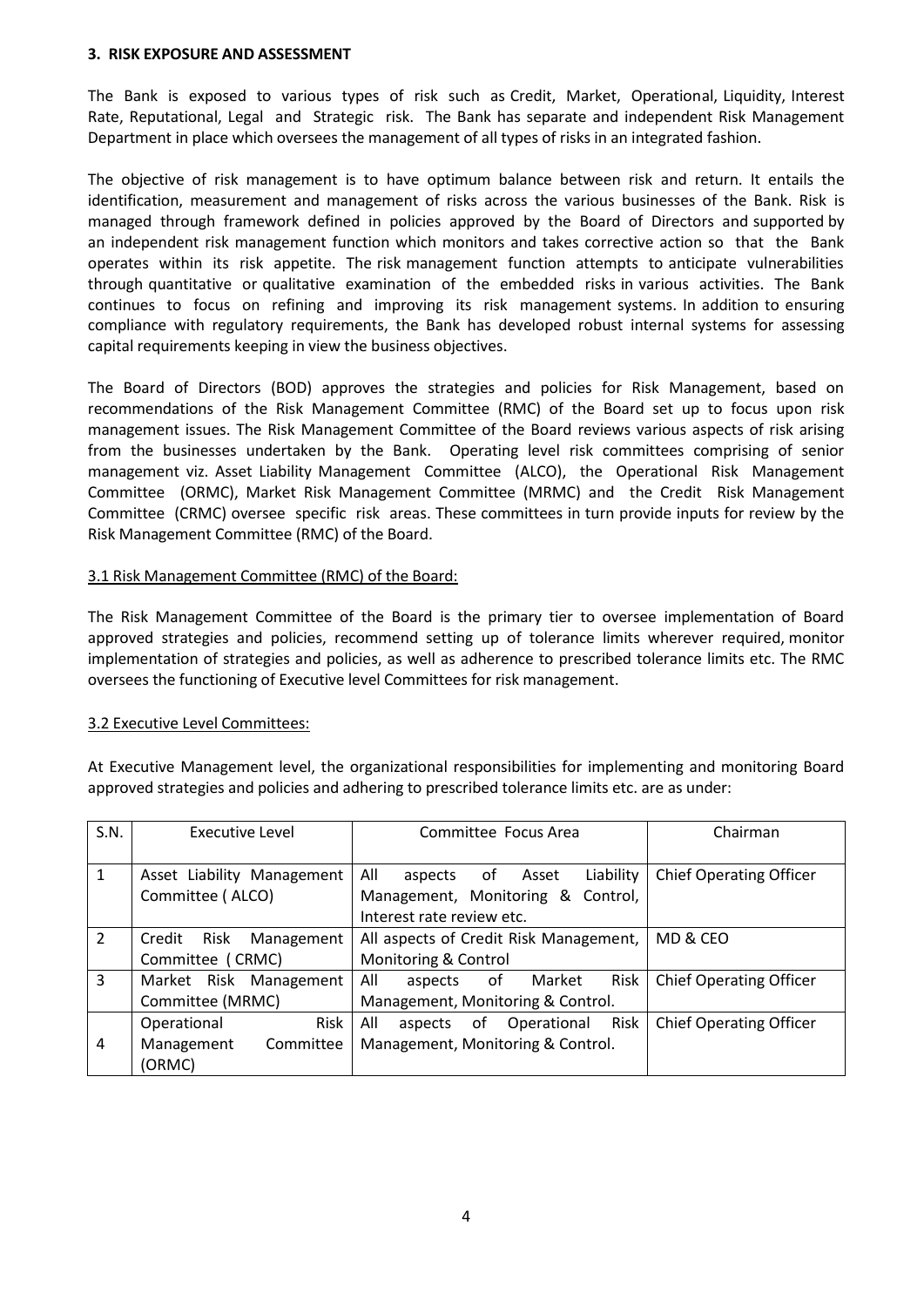## 3. RISK EXPOSURE AND ASSESSMENT

The Bank is exposed to various types of risk such as Credit, Market, Operational, Liquidity, Interest Rate, Reputational, Legal and Strategic risk. The Bank has separate and independent Risk Management Department in place which oversees the management of all types of risks in an integrated fashion.

The objective of risk management is to have optimum balance between risk and return. It entails the identification, measurement and management of risks across the various businesses of the Bank. Risk is managed through framework defined in policies approved by the Board of Directors and supported by an independent risk management function which monitors and takes corrective action so that the Bank operates within its risk appetite. The risk management function attempts to anticipate vulnerabilities through quantitative or qualitative examination of the embedded risks in various activities. The Bank continues to focus on refining and improving its risk management systems. In addition to ensuring compliance with regulatory requirements, the Bank has developed robust internal systems for assessing capital requirements keeping in view the business objectives.

The Board of Directors (BOD) approves the strategies and policies for Risk Management, based on recommendations of the Risk Management Committee (RMC) of the Board set up to focus upon risk management issues. The Risk Management Committee of the Board reviews various aspects of risk arising from the businesses undertaken by the Bank. Operating level risk committees comprising of senior management viz. Asset Liability Management Committee (ALCO), the Operational Risk Management Committee (ORMC), Market Risk Management Committee (MRMC) and the Credit Risk Management Committee (CRMC) oversee specific risk areas. These committees in turn provide inputs for review by the Risk Management Committee (RMC) of the Board.

### 3.1 Risk Management Committee (RMC) of the Board:

The Risk Management Committee of the Board is the primary tier to oversee implementation of Board approved strategies and policies, recommend setting up of tolerance limits wherever required, monitor implementation of strategies and policies, as well as adherence to prescribed tolerance limits etc. The RMC oversees the functioning of Executive level Committees for risk management.

### 3.2 Executive Level Committees:

At Executive Management level, the organizational responsibilities for implementing and monitoring Board approved strategies and policies and adhering to prescribed tolerance limits etc. are as under:

| S.N. | Executive Level | Committee Focus Area | Chairman |
|---|---|---|---|
| 1 | Asset Liability Management Committee ( ALCO) | All aspects of Asset Liability Management, Monitoring & Control, Interest rate review etc. | Chief Operating Officer |
| 2 | Credit Risk Management Committee ( CRMC) | All aspects of Credit Risk Management, Monitoring & Control | MD & CEO |
| 3 | Market Risk Management Committee (MRMC) | All aspects of Market Risk Management, Monitoring & Control. | Chief Operating Officer |
| 4 | Operational Risk Management Committee (ORMC) | All aspects of Operational Risk Management, Monitoring & Control. | Chief Operating Officer |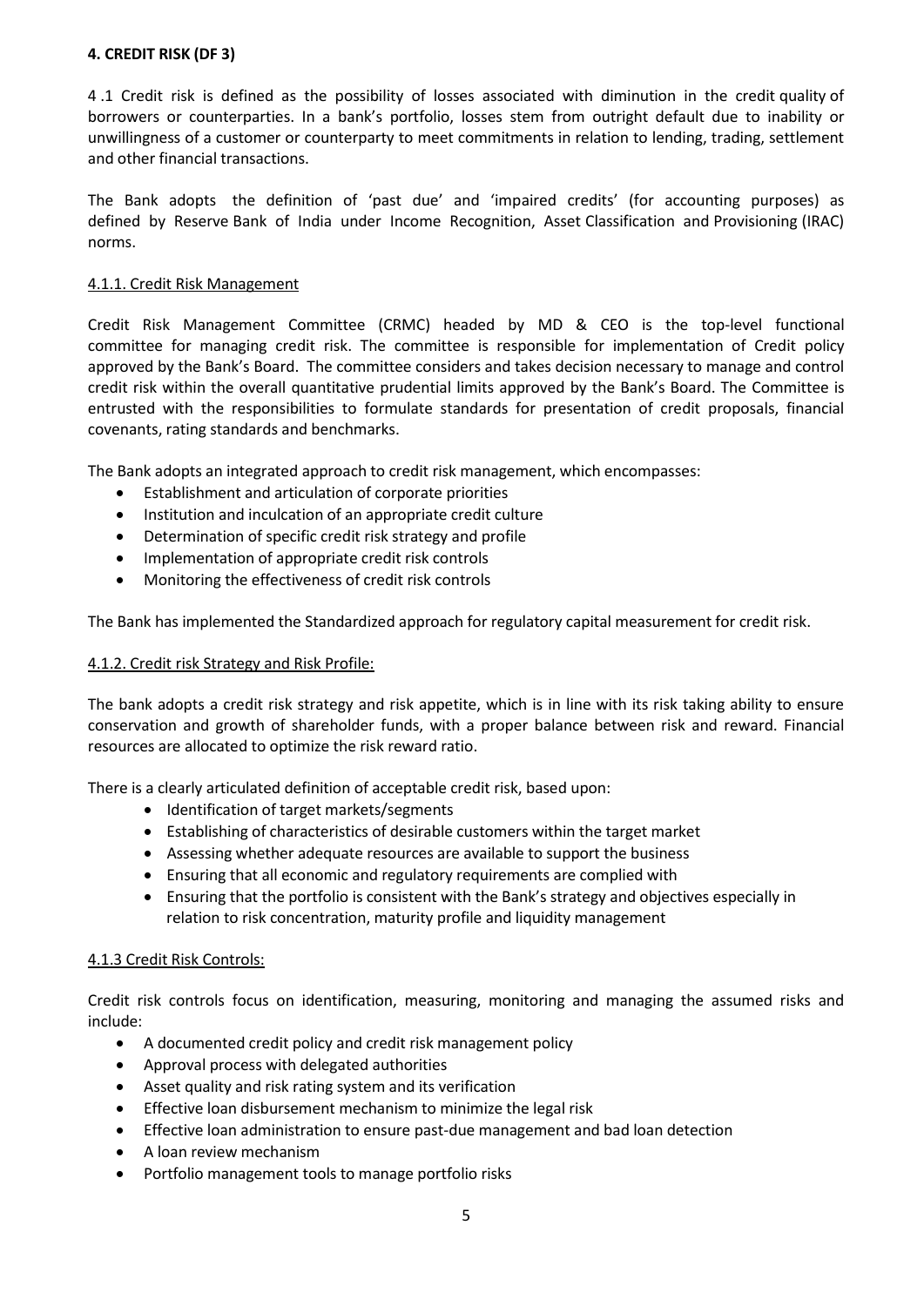## 4. CREDIT RISK (DF 3)

4 .1 Credit risk is defined as the possibility of losses associated with diminution in the credit quality of borrowers or counterparties. In a bank's portfolio, losses stem from outright default due to inability or unwillingness of a customer or counterparty to meet commitments in relation to lending, trading, settlement and other financial transactions.

The Bank adopts the definition of 'past due' and 'impaired credits' (for accounting purposes) as defined by Reserve Bank of India under Income Recognition, Asset Classification and Provisioning (IRAC) norms.

### 4.1.1. Credit Risk Management

Credit Risk Management Committee (CRMC) headed by MD & CEO is the top-level functional committee for managing credit risk. The committee is responsible for implementation of Credit policy approved by the Bank's Board. The committee considers and takes decision necessary to manage and control credit risk within the overall quantitative prudential limits approved by the Bank's Board. The Committee is entrusted with the responsibilities to formulate standards for presentation of credit proposals, financial covenants, rating standards and benchmarks.

The Bank adopts an integrated approach to credit risk management, which encompasses:

- Establishment and articulation of corporate priorities
- Institution and inculcation of an appropriate credit culture
- Determination of specific credit risk strategy and profile
- Implementation of appropriate credit risk controls
- Monitoring the effectiveness of credit risk controls

The Bank has implemented the Standardized approach for regulatory capital measurement for credit risk.

### 4.1.2. Credit risk Strategy and Risk Profile:

The bank adopts a credit risk strategy and risk appetite, which is in line with its risk taking ability to ensure conservation and growth of shareholder funds, with a proper balance between risk and reward. Financial resources are allocated to optimize the risk reward ratio.

There is a clearly articulated definition of acceptable credit risk, based upon:

- Identification of target markets/segments
- Establishing of characteristics of desirable customers within the target market
- Assessing whether adequate resources are available to support the business
- Ensuring that all economic and regulatory requirements are complied with
- Ensuring that the portfolio is consistent with the Bank's strategy and objectives especially in relation to risk concentration, maturity profile and liquidity management

### 4.1.3 Credit Risk Controls:

Credit risk controls focus on identification, measuring, monitoring and managing the assumed risks and include:

- A documented credit policy and credit risk management policy
- Approval process with delegated authorities
- Asset quality and risk rating system and its verification
- Effective loan disbursement mechanism to minimize the legal risk
- Effective loan administration to ensure past-due management and bad loan detection
- A loan review mechanism
- Portfolio management tools to manage portfolio risks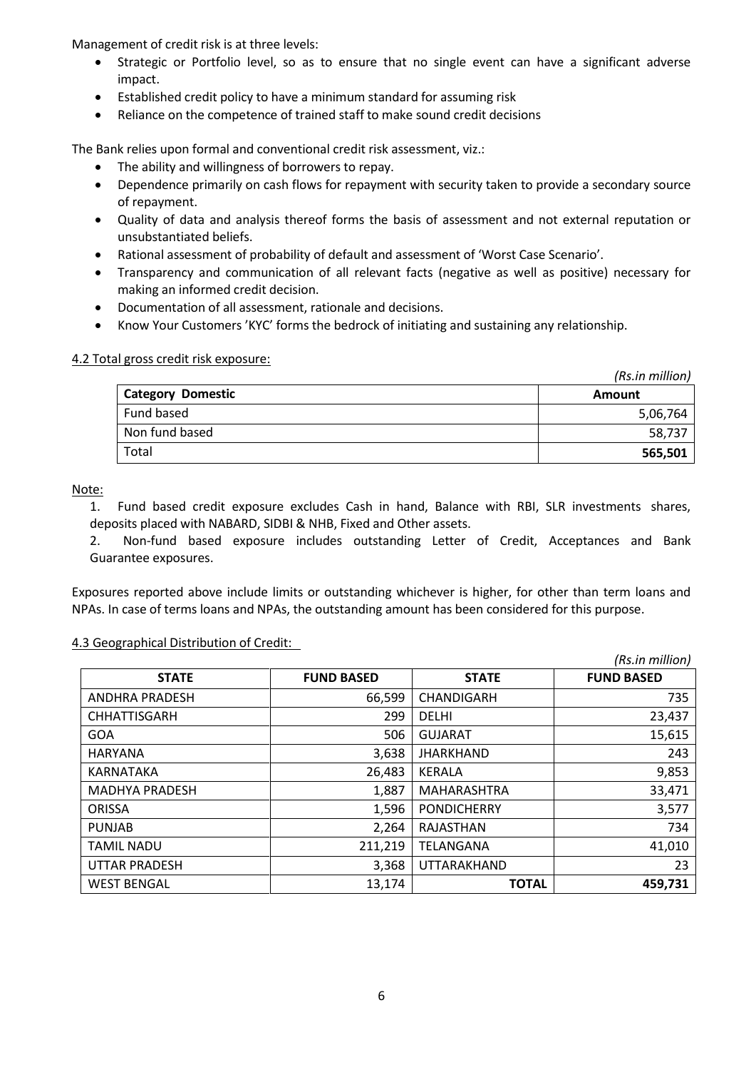Management of credit risk is at three levels:

- Strategic or Portfolio level, so as to ensure that no single event can have a significant adverse impact.
- Established credit policy to have a minimum standard for assuming risk
- Reliance on the competence of trained staff to make sound credit decisions

The Bank relies upon formal and conventional credit risk assessment, viz.:

- The ability and willingness of borrowers to repay.
- Dependence primarily on cash flows for repayment with security taken to provide a secondary source of repayment.
- Quality of data and analysis thereof forms the basis of assessment and not external reputation or unsubstantiated beliefs.
- Rational assessment of probability of default and assessment of 'Worst Case Scenario'.
- Transparency and communication of all relevant facts (negative as well as positive) necessary for making an informed credit decision.
- Documentation of all assessment, rationale and decisions.
- Know Your Customers 'KYC' forms the bedrock of initiating and sustaining any relationship.

4.2 Total gross credit risk exposure:

*(Rs.in million)*

| Category Domestic | Amount |
|---|---|
| Fund based | 5,06,764 |
| Non fund based | 58,737 |
| Total | **565,501** |

Note:

1. Fund based credit exposure excludes Cash in hand, Balance with RBI, SLR investments shares, deposits placed with NABARD, SIDBI & NHB, Fixed and Other assets.
2. Non-fund based exposure includes outstanding Letter of Credit, Acceptances and Bank Guarantee exposures.

Exposures reported above include limits or outstanding whichever is higher, for other than term loans and NPAs. In case of terms loans and NPAs, the outstanding amount has been considered for this purpose.

4.3 Geographical Distribution of Credit:

*(Rs.in million)*

| STATE | FUND BASED | STATE | FUND BASED |
|---|---|---|---|
| ANDHRA PRADESH | 66,599 | CHANDIGARH | 735 |
| CHHATTISGARH | 299 | DELHI | 23,437 |
| GOA | 506 | GUJARAT | 15,615 |
| HARYANA | 3,638 | JHARKHAND | 243 |
| KARNATAKA | 26,483 | KERALA | 9,853 |
| MADHYA PRADESH | 1,887 | MAHARASHTRA | 33,471 |
| ORISSA | 1,596 | PONDICHERRY | 3,577 |
| PUNJAB | 2,264 | RAJASTHAN | 734 |
| TAMIL NADU | 211,219 | TELANGANA | 41,010 |
| UTTAR PRADESH | 3,368 | UTTARAKHAND | 23 |
| WEST BENGAL | 13,174 | **TOTAL** | **459,731** |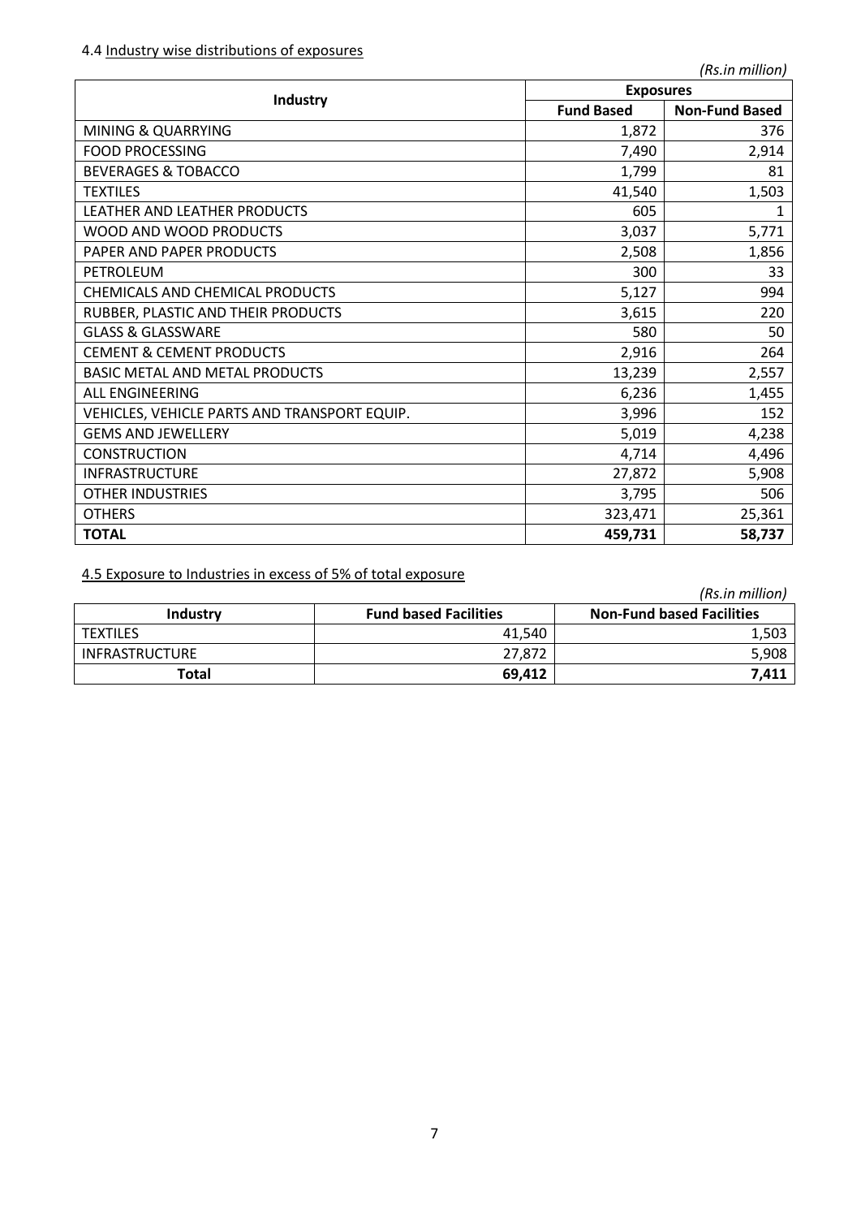4.4 Industry wise distributions of exposures

*(Rs.in million)*

| Industry | Exposures | |
|---|---|---|
| | Fund Based | Non-Fund Based |
| MINING & QUARRYING | 1,872 | 376 |
| FOOD PROCESSING | 7,490 | 2,914 |
| BEVERAGES & TOBACCO | 1,799 | 81 |
| TEXTILES | 41,540 | 1,503 |
| LEATHER AND LEATHER PRODUCTS | 605 | 1 |
| WOOD AND WOOD PRODUCTS | 3,037 | 5,771 |
| PAPER AND PAPER PRODUCTS | 2,508 | 1,856 |
| PETROLEUM | 300 | 33 |
| CHEMICALS AND CHEMICAL PRODUCTS | 5,127 | 994 |
| RUBBER, PLASTIC AND THEIR PRODUCTS | 3,615 | 220 |
| GLASS & GLASSWARE | 580 | 50 |
| CEMENT & CEMENT PRODUCTS | 2,916 | 264 |
| BASIC METAL AND METAL PRODUCTS | 13,239 | 2,557 |
| ALL ENGINEERING | 6,236 | 1,455 |
| VEHICLES, VEHICLE PARTS AND TRANSPORT EQUIP. | 3,996 | 152 |
| GEMS AND JEWELLERY | 5,019 | 4,238 |
| CONSTRUCTION | 4,714 | 4,496 |
| INFRASTRUCTURE | 27,872 | 5,908 |
| OTHER INDUSTRIES | 3,795 | 506 |
| OTHERS | 323,471 | 25,361 |
| **TOTAL** | **459,731** | **58,737** |

4.5 Exposure to Industries in excess of 5% of total exposure

*(Rs.in million)*

| Industry | Fund based Facilities | Non-Fund based Facilities |
|---|---|---|
| TEXTILES | 41,540 | 1,503 |
| INFRASTRUCTURE | 27,872 | 5,908 |
| **Total** | **69,412** | **7,411** |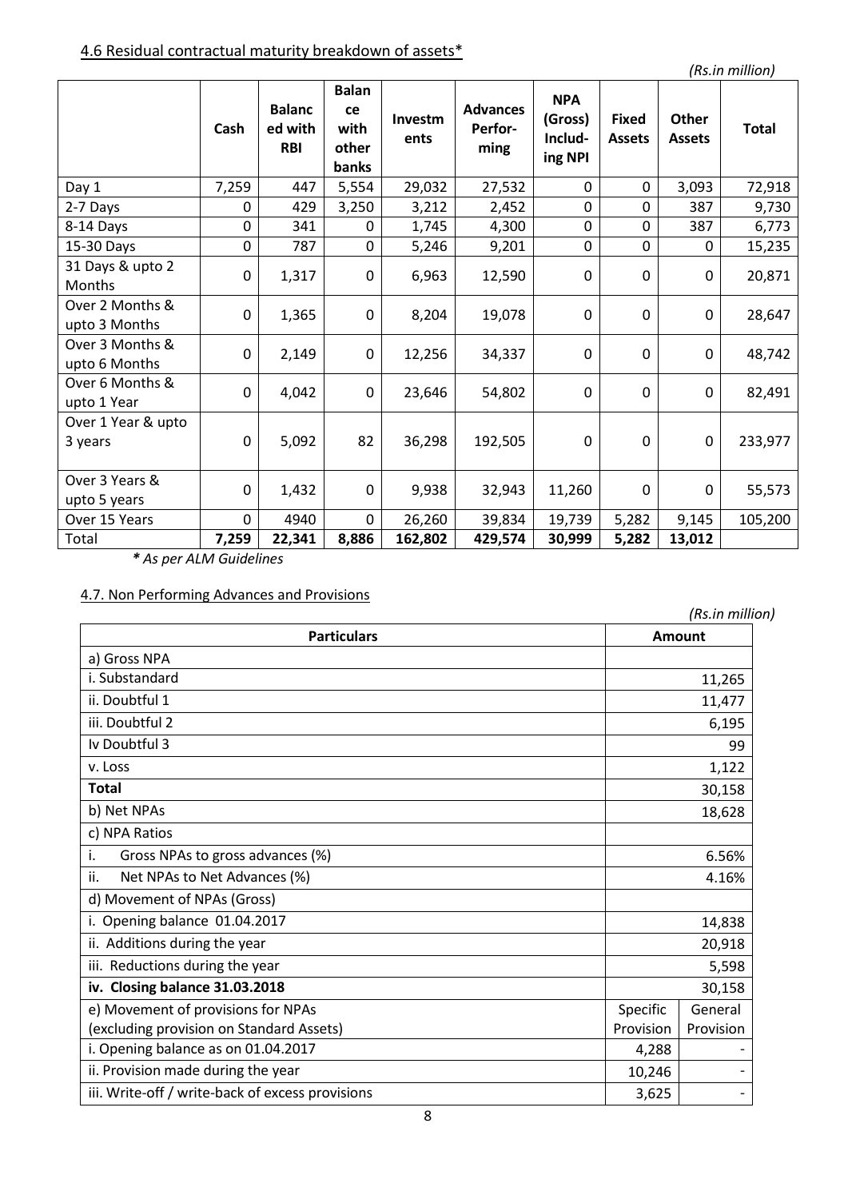4.6 Residual contractual maturity breakdown of assets*

*(Rs.in million)*

| | Cash | Balanced with RBI | Balance with other banks | Investments | Advances Performing | NPA (Gross) Including NPI | Fixed Assets | Other Assets | Total |
|---|---|---|---|---|---|---|---|---|---|
| Day 1 | 7,259 | 447 | 5,554 | 29,032 | 27,532 | 0 | 0 | 3,093 | 72,918 |
| 2-7 Days | 0 | 429 | 3,250 | 3,212 | 2,452 | 0 | 0 | 387 | 9,730 |
| 8-14 Days | 0 | 341 | 0 | 1,745 | 4,300 | 0 | 0 | 387 | 6,773 |
| 15-30 Days | 0 | 787 | 0 | 5,246 | 9,201 | 0 | 0 | 0 | 15,235 |
| 31 Days & upto 2 Months | 0 | 1,317 | 0 | 6,963 | 12,590 | 0 | 0 | 0 | 20,871 |
| Over 2 Months & upto 3 Months | 0 | 1,365 | 0 | 8,204 | 19,078 | 0 | 0 | 0 | 28,647 |
| Over 3 Months & upto 6 Months | 0 | 2,149 | 0 | 12,256 | 34,337 | 0 | 0 | 0 | 48,742 |
| Over 6 Months & upto 1 Year | 0 | 4,042 | 0 | 23,646 | 54,802 | 0 | 0 | 0 | 82,491 |
| Over 1 Year & upto 3 years | 0 | 5,092 | 82 | 36,298 | 192,505 | 0 | 0 | 0 | 233,977 |
| Over 3 Years & upto 5 years | 0 | 1,432 | 0 | 9,938 | 32,943 | 11,260 | 0 | 0 | 55,573 |
| Over 15 Years | 0 | 4940 | 0 | 26,260 | 39,834 | 19,739 | 5,282 | 9,145 | 105,200 |
| Total | 7,259 | 22,341 | 8,886 | 162,802 | 429,574 | 30,999 | 5,282 | 13,012 | |

***** *As per ALM Guidelines*

4.7. Non Performing Advances and Provisions

*(Rs.in million)*

| Particulars | Amount | |
|---|---|---|
| a) Gross NPA | | |
| i. Substandard | 11,265 | |
| ii. Doubtful 1 | 11,477 | |
| iii. Doubtful 2 | 6,195 | |
| Iv Doubtful 3 | 99 | |
| v. Loss | 1,122 | |
| **Total** | 30,158 | |
| b) Net NPAs | 18,628 | |
| c) NPA Ratios | | |
| i. Gross NPAs to gross advances (%) | 6.56% | |
| ii. Net NPAs to Net Advances (%) | 4.16% | |
| d) Movement of NPAs (Gross) | | |
| i. Opening balance 01.04.2017 | 14,838 | |
| ii. Additions during the year | 20,918 | |
| iii. Reductions during the year | 5,598 | |
| **iv. Closing balance 31.03.2018** | 30,158 | |
| e) Movement of provisions for NPAs (excluding provision on Standard Assets) | Specific Provision | General Provision |
| i. Opening balance as on 01.04.2017 | 4,288 | - |
| ii. Provision made during the year | 10,246 | - |
| iii. Write-off / write-back of excess provisions | 3,625 | - |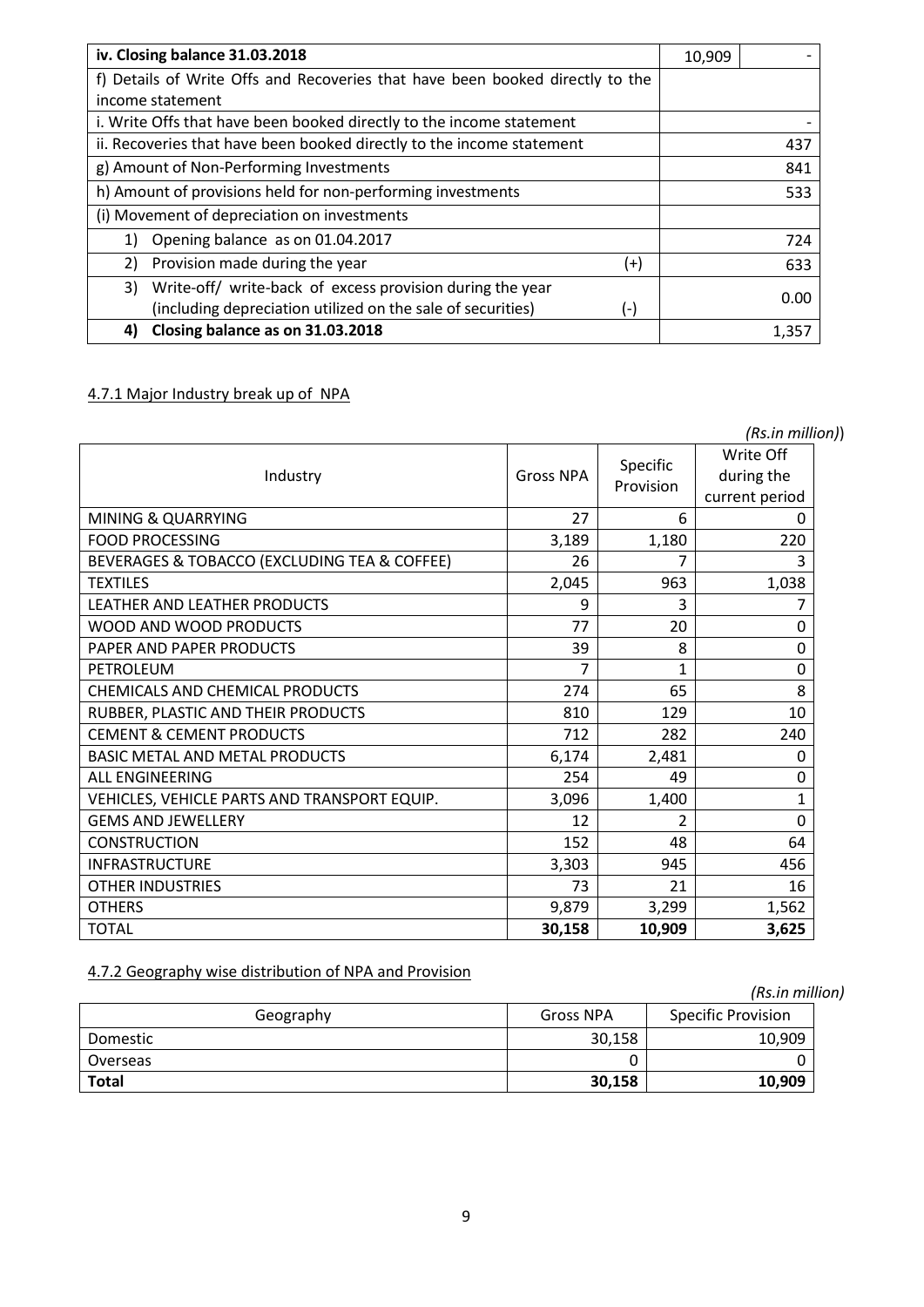| iv. Closing balance 31.03.2018 | 10,909 | - |
|---|---|---|
| f) Details of Write Offs and Recoveries that have been booked directly to the income statement | | |
| i. Write Offs that have been booked directly to the income statement | | - |
| ii. Recoveries that have been booked directly to the income statement | | 437 |
| g) Amount of Non-Performing Investments | | 841 |
| h) Amount of provisions held for non-performing investments | | 533 |
| (i) Movement of depreciation on investments | | |
| 1) Opening balance as on 01.04.2017 | | 724 |
| 2) Provision made during the year (+) | | 633 |
| 3) Write-off/ write-back of excess provision during the year (including depreciation utilized on the sale of securities) (-) | | 0.00 |
| **4) Closing balance as on 31.03.2018** | | 1,357 |

4.7.1 Major Industry break up of NPA

*(Rs.in million)*)

| Industry | Gross NPA | Specific Provision | Write Off during the current period |
|---|---|---|---|
| MINING & QUARRYING | 27 | 6 | 0 |
| FOOD PROCESSING | 3,189 | 1,180 | 220 |
| BEVERAGES & TOBACCO (EXCLUDING TEA & COFFEE) | 26 | 7 | 3 |
| TEXTILES | 2,045 | 963 | 1,038 |
| LEATHER AND LEATHER PRODUCTS | 9 | 3 | 7 |
| WOOD AND WOOD PRODUCTS | 77 | 20 | 0 |
| PAPER AND PAPER PRODUCTS | 39 | 8 | 0 |
| PETROLEUM | 7 | 1 | 0 |
| CHEMICALS AND CHEMICAL PRODUCTS | 274 | 65 | 8 |
| RUBBER, PLASTIC AND THEIR PRODUCTS | 810 | 129 | 10 |
| CEMENT & CEMENT PRODUCTS | 712 | 282 | 240 |
| BASIC METAL AND METAL PRODUCTS | 6,174 | 2,481 | 0 |
| ALL ENGINEERING | 254 | 49 | 0 |
| VEHICLES, VEHICLE PARTS AND TRANSPORT EQUIP. | 3,096 | 1,400 | 1 |
| GEMS AND JEWELLERY | 12 | 2 | 0 |
| CONSTRUCTION | 152 | 48 | 64 |
| INFRASTRUCTURE | 3,303 | 945 | 456 |
| OTHER INDUSTRIES | 73 | 21 | 16 |
| OTHERS | 9,879 | 3,299 | 1,562 |
| TOTAL | **30,158** | **10,909** | **3,625** |

4.7.2 Geography wise distribution of NPA and Provision

*(Rs.in million)*

| Geography | Gross NPA | Specific Provision |
|---|---|---|
| Domestic | 30,158 | 10,909 |
| Overseas | 0 | 0 |
| **Total** | **30,158** | **10,909** |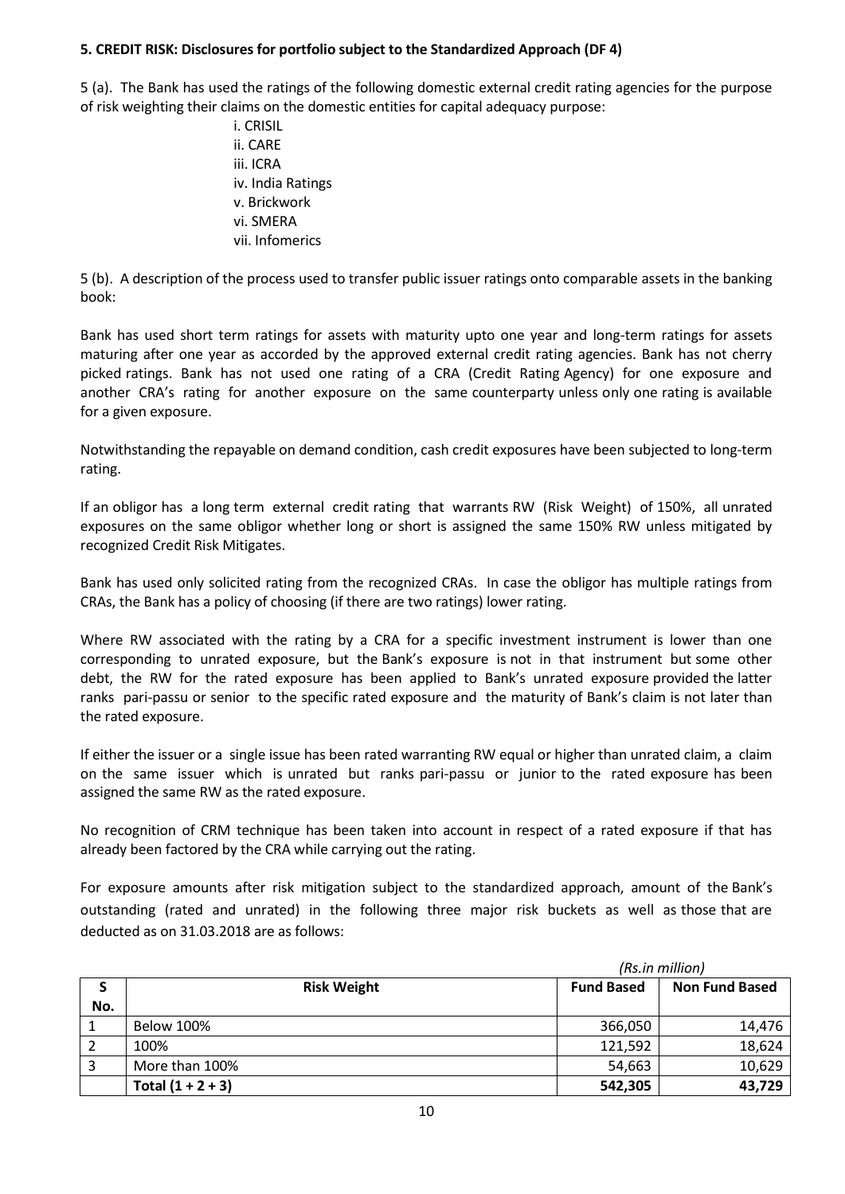**5. CREDIT RISK: Disclosures for portfolio subject to the Standardized Approach (DF 4)**

5 (a). The Bank has used the ratings of the following domestic external credit rating agencies for the purpose of risk weighting their claims on the domestic entities for capital adequacy purpose:

i. CRISIL
ii. CARE
iii. ICRA
iv. India Ratings
v. Brickwork
vi. SMERA
vii. Infomerics

5 (b). A description of the process used to transfer public issuer ratings onto comparable assets in the banking book:

Bank has used short term ratings for assets with maturity upto one year and long-term ratings for assets maturing after one year as accorded by the approved external credit rating agencies. Bank has not cherry picked ratings. Bank has not used one rating of a CRA (Credit Rating Agency) for one exposure and another CRA's rating for another exposure on the same counterparty unless only one rating is available for a given exposure.

Notwithstanding the repayable on demand condition, cash credit exposures have been subjected to long-term rating.

If an obligor has a long term external credit rating that warrants RW (Risk Weight) of 150%, all unrated exposures on the same obligor whether long or short is assigned the same 150% RW unless mitigated by recognized Credit Risk Mitigates.

Bank has used only solicited rating from the recognized CRAs. In case the obligor has multiple ratings from CRAs, the Bank has a policy of choosing (if there are two ratings) lower rating.

Where RW associated with the rating by a CRA for a specific investment instrument is lower than one corresponding to unrated exposure, but the Bank's exposure is not in that instrument but some other debt, the RW for the rated exposure has been applied to Bank's unrated exposure provided the latter ranks pari-passu or senior to the specific rated exposure and the maturity of Bank's claim is not later than the rated exposure.

If either the issuer or a single issue has been rated warranting RW equal or higher than unrated claim, a claim on the same issuer which is unrated but ranks pari-passu or junior to the rated exposure has been assigned the same RW as the rated exposure.

No recognition of CRM technique has been taken into account in respect of a rated exposure if that has already been factored by the CRA while carrying out the rating.

For exposure amounts after risk mitigation subject to the standardized approach, amount of the Bank's outstanding (rated and unrated) in the following three major risk buckets as well as those that are deducted as on 31.03.2018 are as follows:

*(Rs.in million)*

| S No. | Risk Weight | Fund Based | Non Fund Based |
|---|---|---|---|
| 1 | Below 100% | 366,050 | 14,476 |
| 2 | 100% | 121,592 | 18,624 |
| 3 | More than 100% | 54,663 | 10,629 |
| | **Total (1 + 2 + 3)** | **542,305** | **43,729** |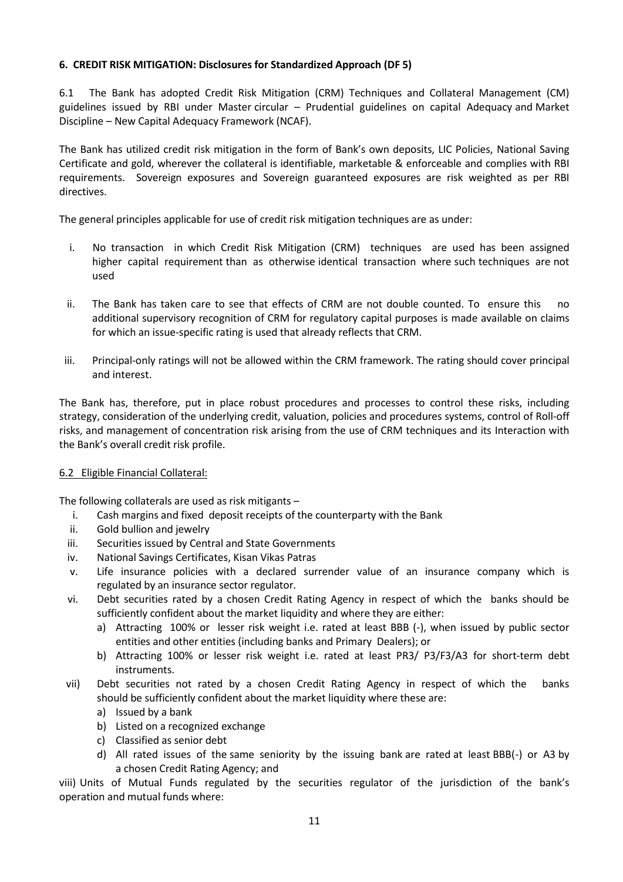### 6. CREDIT RISK MITIGATION: Disclosures for Standardized Approach (DF 5)

6.1 The Bank has adopted Credit Risk Mitigation (CRM) Techniques and Collateral Management (CM) guidelines issued by RBI under Master circular – Prudential guidelines on capital Adequacy and Market Discipline – New Capital Adequacy Framework (NCAF).

The Bank has utilized credit risk mitigation in the form of Bank's own deposits, LIC Policies, National Saving Certificate and gold, wherever the collateral is identifiable, marketable & enforceable and complies with RBI requirements. Sovereign exposures and Sovereign guaranteed exposures are risk weighted as per RBI directives.

The general principles applicable for use of credit risk mitigation techniques are as under:

i. No transaction in which Credit Risk Mitigation (CRM) techniques are used has been assigned higher capital requirement than as otherwise identical transaction where such techniques are not used

ii. The Bank has taken care to see that effects of CRM are not double counted. To ensure this no additional supervisory recognition of CRM for regulatory capital purposes is made available on claims for which an issue-specific rating is used that already reflects that CRM.

iii. Principal-only ratings will not be allowed within the CRM framework. The rating should cover principal and interest.

The Bank has, therefore, put in place robust procedures and processes to control these risks, including strategy, consideration of the underlying credit, valuation, policies and procedures systems, control of Roll-off risks, and management of concentration risk arising from the use of CRM techniques and its Interaction with the Bank's overall credit risk profile.

6.2 Eligible Financial Collateral:

The following collaterals are used as risk mitigants –

i. Cash margins and fixed deposit receipts of the counterparty with the Bank
ii. Gold bullion and jewelry
iii. Securities issued by Central and State Governments
iv. National Savings Certificates, Kisan Vikas Patras
v. Life insurance policies with a declared surrender value of an insurance company which is regulated by an insurance sector regulator.
vi. Debt securities rated by a chosen Credit Rating Agency in respect of which the banks should be sufficiently confident about the market liquidity and where they are either:
   a) Attracting 100% or lesser risk weight i.e. rated at least BBB (-), when issued by public sector entities and other entities (including banks and Primary Dealers); or
   b) Attracting 100% or lesser risk weight i.e. rated at least PR3/ P3/F3/A3 for short-term debt instruments.
vii) Debt securities not rated by a chosen Credit Rating Agency in respect of which the banks should be sufficiently confident about the market liquidity where these are:
   a) Issued by a bank
   b) Listed on a recognized exchange
   c) Classified as senior debt
   d) All rated issues of the same seniority by the issuing bank are rated at least BBB(-) or A3 by a chosen Credit Rating Agency; and

viii) Units of Mutual Funds regulated by the securities regulator of the jurisdiction of the bank's operation and mutual funds where: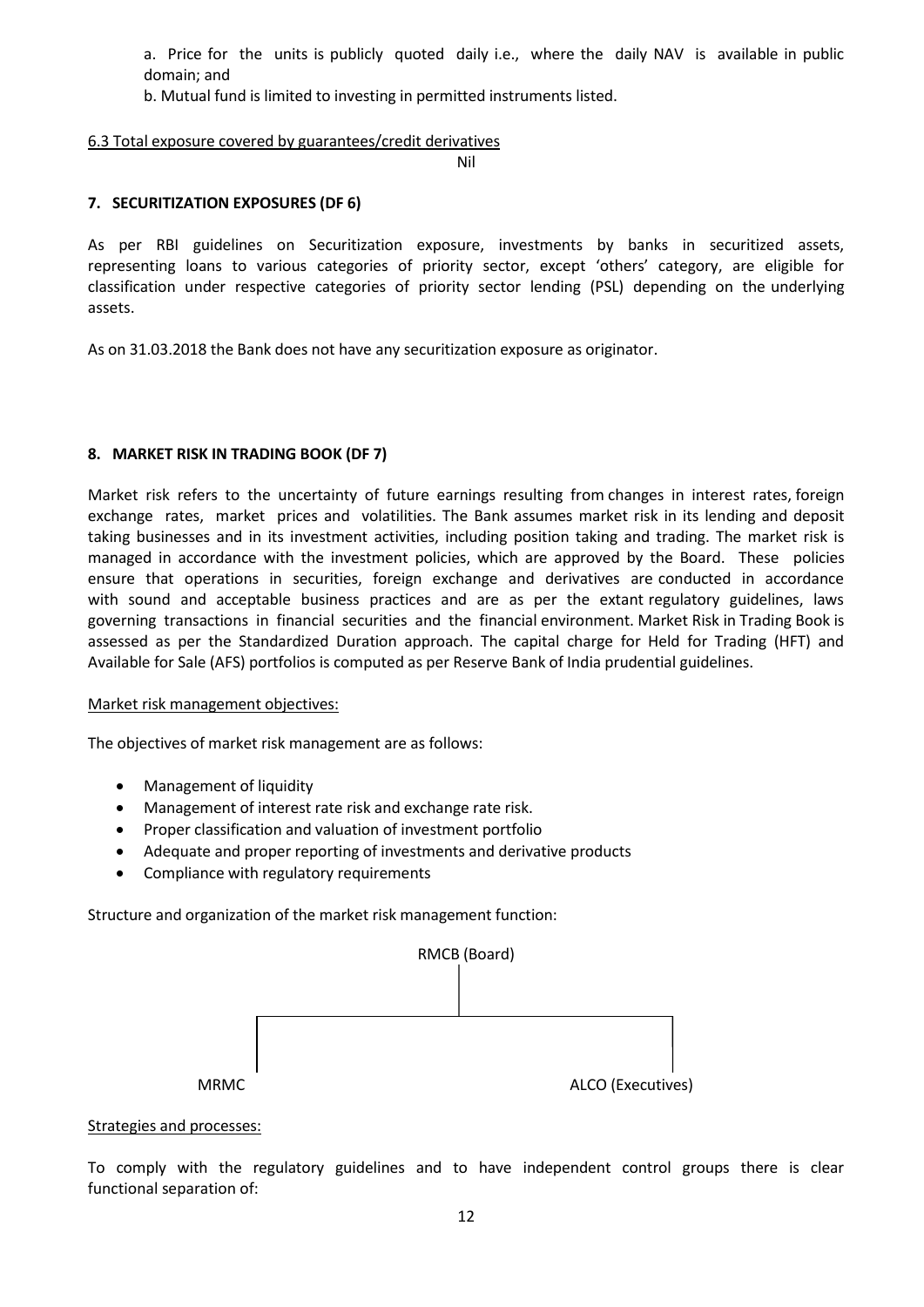a. Price for the units is publicly quoted daily i.e., where the daily NAV is available in public domain; and

b. Mutual fund is limited to investing in permitted instruments listed.

6.3 Total exposure covered by guarantees/credit derivatives

Nil

## 7. SECURITIZATION EXPOSURES (DF 6)

As per RBI guidelines on Securitization exposure, investments by banks in securitized assets, representing loans to various categories of priority sector, except 'others' category, are eligible for classification under respective categories of priority sector lending (PSL) depending on the underlying assets.

As on 31.03.2018 the Bank does not have any securitization exposure as originator.

## 8. MARKET RISK IN TRADING BOOK (DF 7)

Market risk refers to the uncertainty of future earnings resulting from changes in interest rates, foreign exchange rates, market prices and volatilities. The Bank assumes market risk in its lending and deposit taking businesses and in its investment activities, including position taking and trading. The market risk is managed in accordance with the investment policies, which are approved by the Board. These policies ensure that operations in securities, foreign exchange and derivatives are conducted in accordance with sound and acceptable business practices and are as per the extant regulatory guidelines, laws governing transactions in financial securities and the financial environment. Market Risk in Trading Book is assessed as per the Standardized Duration approach. The capital charge for Held for Trading (HFT) and Available for Sale (AFS) portfolios is computed as per Reserve Bank of India prudential guidelines.

Market risk management objectives:

The objectives of market risk management are as follows:

- Management of liquidity
- Management of interest rate risk and exchange rate risk.
- Proper classification and valuation of investment portfolio
- Adequate and proper reporting of investments and derivative products
- Compliance with regulatory requirements

Structure and organization of the market risk management function:

RMCB (Board)

MRMC

ALCO (Executives)

Strategies and processes:

To comply with the regulatory guidelines and to have independent control groups there is clear functional separation of: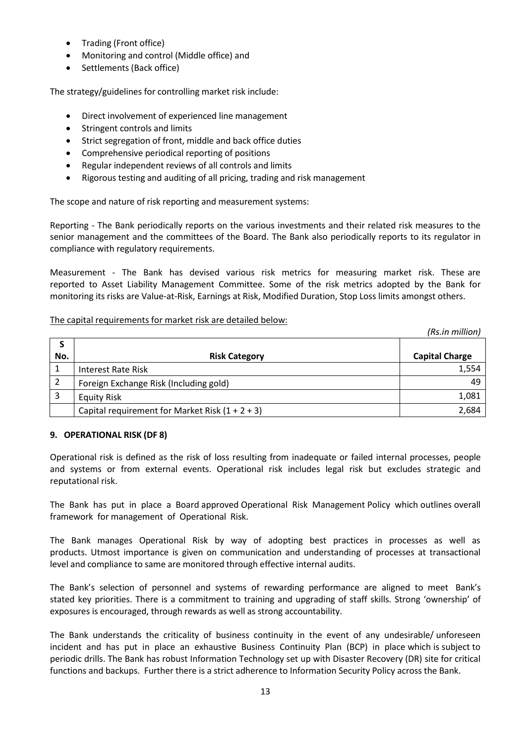- Trading (Front office)
- Monitoring and control (Middle office) and
- Settlements (Back office)

The strategy/guidelines for controlling market risk include:

- Direct involvement of experienced line management
- Stringent controls and limits
- Strict segregation of front, middle and back office duties
- Comprehensive periodical reporting of positions
- Regular independent reviews of all controls and limits
- Rigorous testing and auditing of all pricing, trading and risk management

The scope and nature of risk reporting and measurement systems:

Reporting - The Bank periodically reports on the various investments and their related risk measures to the senior management and the committees of the Board. The Bank also periodically reports to its regulator in compliance with regulatory requirements.

Measurement - The Bank has devised various risk metrics for measuring market risk. These are reported to Asset Liability Management Committee. Some of the risk metrics adopted by the Bank for monitoring its risks are Value-at-Risk, Earnings at Risk, Modified Duration, Stop Loss limits amongst others.

The capital requirements for market risk are detailed below:

*(Rs.in million)*

| S No. | Risk Category | Capital Charge |
|---|---|---|
| 1 | Interest Rate Risk | 1,554 |
| 2 | Foreign Exchange Risk (Including gold) | 49 |
| 3 | Equity Risk | 1,081 |
| | Capital requirement for Market Risk (1 + 2 + 3) | 2,684 |

## 9. OPERATIONAL RISK (DF 8)

Operational risk is defined as the risk of loss resulting from inadequate or failed internal processes, people and systems or from external events. Operational risk includes legal risk but excludes strategic and reputational risk.

The Bank has put in place a Board approved Operational Risk Management Policy which outlines overall framework for management of Operational Risk.

The Bank manages Operational Risk by way of adopting best practices in processes as well as products. Utmost importance is given on communication and understanding of processes at transactional level and compliance to same are monitored through effective internal audits.

The Bank's selection of personnel and systems of rewarding performance are aligned to meet Bank's stated key priorities. There is a commitment to training and upgrading of staff skills. Strong 'ownership' of exposures is encouraged, through rewards as well as strong accountability.

The Bank understands the criticality of business continuity in the event of any undesirable/ unforeseen incident and has put in place an exhaustive Business Continuity Plan (BCP) in place which is subject to periodic drills. The Bank has robust Information Technology set up with Disaster Recovery (DR) site for critical functions and backups. Further there is a strict adherence to Information Security Policy across the Bank.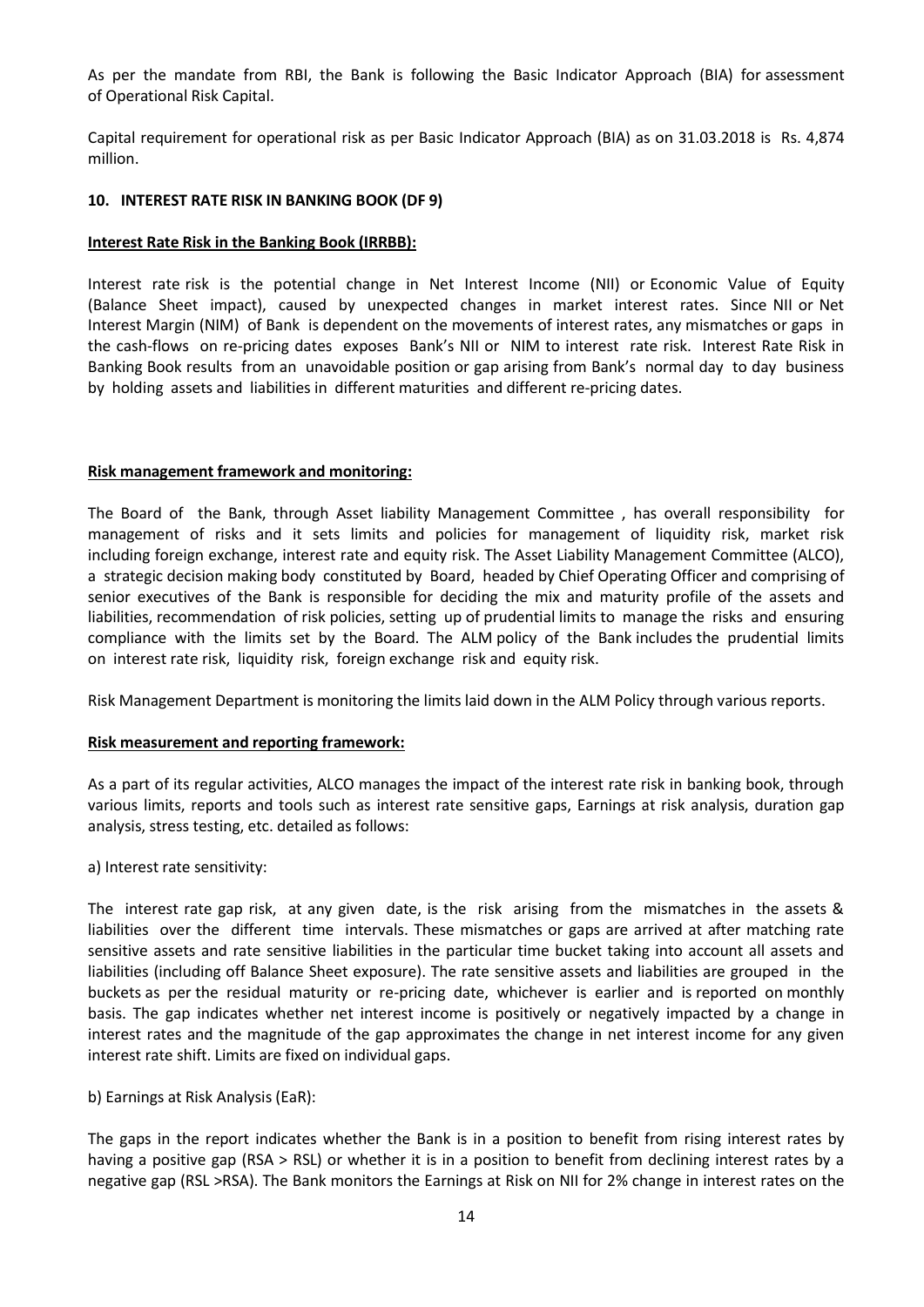As per the mandate from RBI, the Bank is following the Basic Indicator Approach (BIA) for assessment of Operational Risk Capital.

Capital requirement for operational risk as per Basic Indicator Approach (BIA) as on 31.03.2018 is Rs. 4,874 million.

## 10. INTEREST RATE RISK IN BANKING BOOK (DF 9)

**Interest Rate Risk in the Banking Book (IRRBB):**

Interest rate risk is the potential change in Net Interest Income (NII) or Economic Value of Equity (Balance Sheet impact), caused by unexpected changes in market interest rates. Since NII or Net Interest Margin (NIM) of Bank is dependent on the movements of interest rates, any mismatches or gaps in the cash-flows on re-pricing dates exposes Bank's NII or NIM to interest rate risk. Interest Rate Risk in Banking Book results from an unavoidable position or gap arising from Bank's normal day to day business by holding assets and liabilities in different maturities and different re-pricing dates.

**Risk management framework and monitoring:**

The Board of the Bank, through Asset liability Management Committee , has overall responsibility for management of risks and it sets limits and policies for management of liquidity risk, market risk including foreign exchange, interest rate and equity risk. The Asset Liability Management Committee (ALCO), a strategic decision making body constituted by Board, headed by Chief Operating Officer and comprising of senior executives of the Bank is responsible for deciding the mix and maturity profile of the assets and liabilities, recommendation of risk policies, setting up of prudential limits to manage the risks and ensuring compliance with the limits set by the Board. The ALM policy of the Bank includes the prudential limits on interest rate risk, liquidity risk, foreign exchange risk and equity risk.

Risk Management Department is monitoring the limits laid down in the ALM Policy through various reports.

**Risk measurement and reporting framework:**

As a part of its regular activities, ALCO manages the impact of the interest rate risk in banking book, through various limits, reports and tools such as interest rate sensitive gaps, Earnings at risk analysis, duration gap analysis, stress testing, etc. detailed as follows:

a) Interest rate sensitivity:

The interest rate gap risk, at any given date, is the risk arising from the mismatches in the assets & liabilities over the different time intervals. These mismatches or gaps are arrived at after matching rate sensitive assets and rate sensitive liabilities in the particular time bucket taking into account all assets and liabilities (including off Balance Sheet exposure). The rate sensitive assets and liabilities are grouped in the buckets as per the residual maturity or re-pricing date, whichever is earlier and is reported on monthly basis. The gap indicates whether net interest income is positively or negatively impacted by a change in interest rates and the magnitude of the gap approximates the change in net interest income for any given interest rate shift. Limits are fixed on individual gaps.

b) Earnings at Risk Analysis (EaR):

The gaps in the report indicates whether the Bank is in a position to benefit from rising interest rates by having a positive gap (RSA > RSL) or whether it is in a position to benefit from declining interest rates by a negative gap (RSL >RSA). The Bank monitors the Earnings at Risk on NII for 2% change in interest rates on the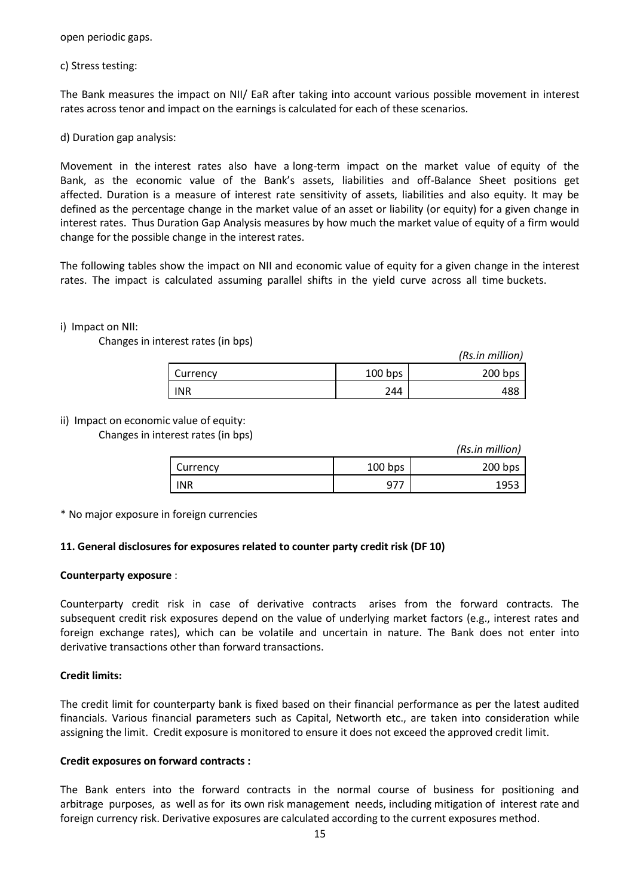open periodic gaps.

c) Stress testing:

The Bank measures the impact on NII/ EaR after taking into account various possible movement in interest rates across tenor and impact on the earnings is calculated for each of these scenarios.

d) Duration gap analysis:

Movement in the interest rates also have a long-term impact on the market value of equity of the Bank, as the economic value of the Bank's assets, liabilities and off-Balance Sheet positions get affected. Duration is a measure of interest rate sensitivity of assets, liabilities and also equity. It may be defined as the percentage change in the market value of an asset or liability (or equity) for a given change in interest rates. Thus Duration Gap Analysis measures by how much the market value of equity of a firm would change for the possible change in the interest rates.

The following tables show the impact on NII and economic value of equity for a given change in the interest rates. The impact is calculated assuming parallel shifts in the yield curve across all time buckets.

i) Impact on NII:

Changes in interest rates (in bps)

*(Rs.in million)*

| Currency | 100 bps | 200 bps |
|---|---|---|
| INR | 244 | 488 |

ii) Impact on economic value of equity:

Changes in interest rates (in bps)

*(Rs.in million)*

| Currency | 100 bps | 200 bps |
|---|---|---|
| INR | 977 | 1953 |

* No major exposure in foreign currencies

**11. General disclosures for exposures related to counter party credit risk (DF 10)**

**Counterparty exposure** :

Counterparty credit risk in case of derivative contracts arises from the forward contracts. The subsequent credit risk exposures depend on the value of underlying market factors (e.g., interest rates and foreign exchange rates), which can be volatile and uncertain in nature. The Bank does not enter into derivative transactions other than forward transactions.

**Credit limits:**

The credit limit for counterparty bank is fixed based on their financial performance as per the latest audited financials. Various financial parameters such as Capital, Networth etc., are taken into consideration while assigning the limit. Credit exposure is monitored to ensure it does not exceed the approved credit limit.

**Credit exposures on forward contracts :**

The Bank enters into the forward contracts in the normal course of business for positioning and arbitrage purposes, as well as for its own risk management needs, including mitigation of interest rate and foreign currency risk. Derivative exposures are calculated according to the current exposures method.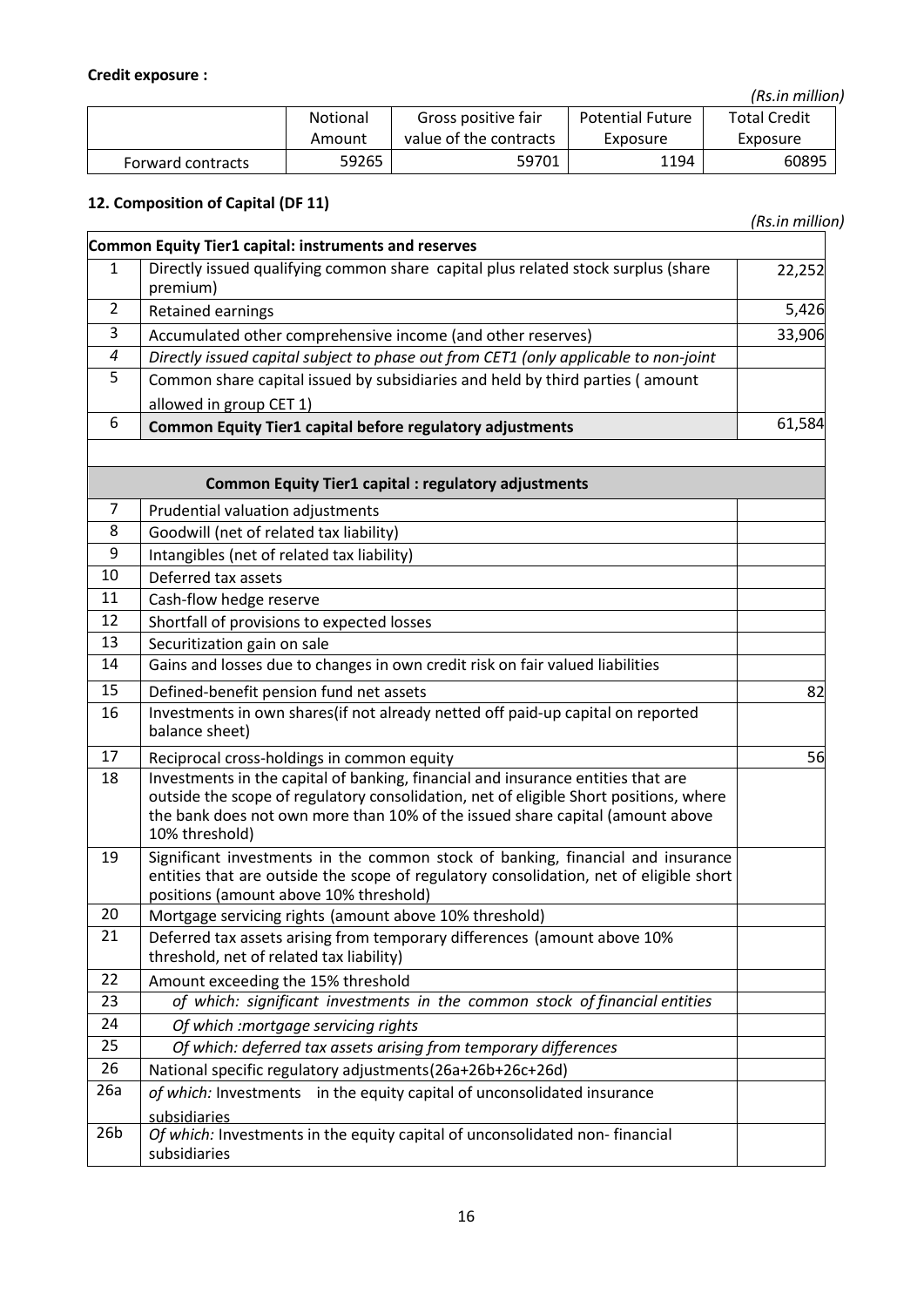**Credit exposure :**

*(Rs.in million)*

| | Notional Amount | Gross positive fair value of the contracts | Potential Future Exposure | Total Credit Exposure |
|---|---|---|---|---|
| Forward contracts | 59265 | 59701 | 1194 | 60895 |

## 12. Composition of Capital (DF 11)

*(Rs.in million)*

| **Common Equity Tier1 capital: instruments and reserves** | | |
|---|---|---|
| 1 | Directly issued qualifying common share capital plus related stock surplus (share premium) | 22,252 |
| 2 | Retained earnings | 5,426 |
| 3 | Accumulated other comprehensive income (and other reserves) | 33,906 |
| *4* | *Directly issued capital subject to phase out from CET1 (only applicable to non-joint* | |
| 5 | Common share capital issued by subsidiaries and held by third parties ( amount allowed in group CET 1) | |
| 6 | **Common Equity Tier1 capital before regulatory adjustments** | 61,584 |
| | | |
| | **Common Equity Tier1 capital : regulatory adjustments** | |
| 7 | Prudential valuation adjustments | |
| 8 | Goodwill (net of related tax liability) | |
| 9 | Intangibles (net of related tax liability) | |
| 10 | Deferred tax assets | |
| 11 | Cash-flow hedge reserve | |
| 12 | Shortfall of provisions to expected losses | |
| 13 | Securitization gain on sale | |
| 14 | Gains and losses due to changes in own credit risk on fair valued liabilities | |
| 15 | Defined-benefit pension fund net assets | 82 |
| 16 | Investments in own shares(if not already netted off paid-up capital on reported balance sheet) | |
| 17 | Reciprocal cross-holdings in common equity | 56 |
| 18 | Investments in the capital of banking, financial and insurance entities that are outside the scope of regulatory consolidation, net of eligible Short positions, where the bank does not own more than 10% of the issued share capital (amount above 10% threshold) | |
| 19 | Significant investments in the common stock of banking, financial and insurance entities that are outside the scope of regulatory consolidation, net of eligible short positions (amount above 10% threshold) | |
| 20 | Mortgage servicing rights (amount above 10% threshold) | |
| 21 | Deferred tax assets arising from temporary differences (amount above 10% threshold, net of related tax liability) | |
| 22 | Amount exceeding the 15% threshold | |
| 23 | *of which: significant investments in the common stock of financial entities* | |
| 24 | *Of which :mortgage servicing rights* | |
| 25 | *Of which: deferred tax assets arising from temporary differences* | |
| 26 | National specific regulatory adjustments(26a+26b+26c+26d) | |
| 26a | *of which:* Investments in the equity capital of unconsolidated insurance subsidiaries | |
| 26b | *Of which:* Investments in the equity capital of unconsolidated non- financial subsidiaries | |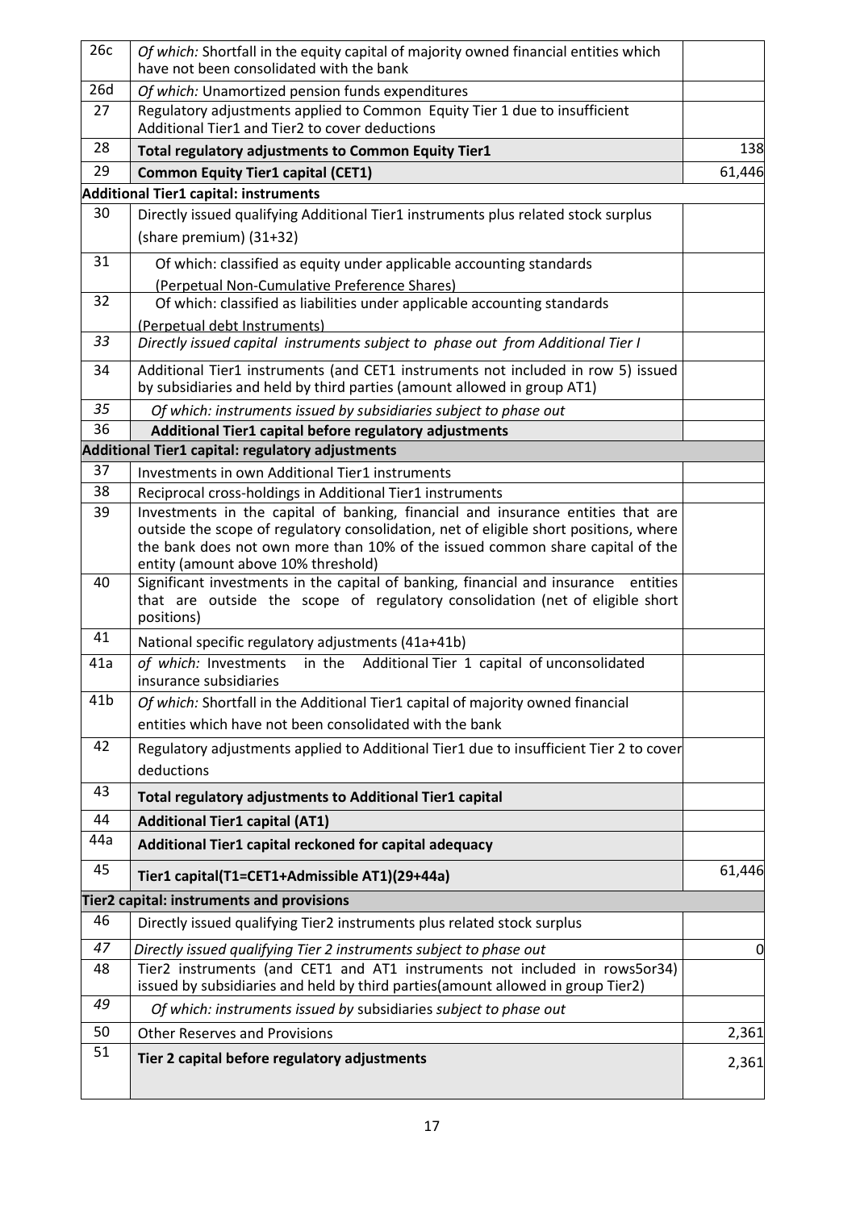| | | |
|---|---|---|
| 26c | *Of which:* Shortfall in the equity capital of majority owned financial entities which have not been consolidated with the bank | |
| 26d | *Of which:* Unamortized pension funds expenditures | |
| 27 | Regulatory adjustments applied to Common Equity Tier 1 due to insufficient Additional Tier1 and Tier2 to cover deductions | |
| 28 | **Total regulatory adjustments to Common Equity Tier1** | 138 |
| 29 | **Common Equity Tier1 capital (CET1)** | 61,446 |
| **Additional Tier1 capital: instruments** | | |
| 30 | Directly issued qualifying Additional Tier1 instruments plus related stock surplus (share premium) (31+32) | |
| 31 | Of which: classified as equity under applicable accounting standards (Perpetual Non-Cumulative Preference Shares) | |
| 32 | Of which: classified as liabilities under applicable accounting standards (Perpetual debt Instruments) | |
| *33* | *Directly issued capital instruments subject to phase out from Additional Tier I* | |
| 34 | Additional Tier1 instruments (and CET1 instruments not included in row 5) issued by subsidiaries and held by third parties (amount allowed in group AT1) | |
| *35* | *Of which: instruments issued by subsidiaries subject to phase out* | |
| 36 | **Additional Tier1 capital before regulatory adjustments** | |
| **Additional Tier1 capital: regulatory adjustments** | | |
| 37 | Investments in own Additional Tier1 instruments | |
| 38 | Reciprocal cross-holdings in Additional Tier1 instruments | |
| 39 | Investments in the capital of banking, financial and insurance entities that are outside the scope of regulatory consolidation, net of eligible short positions, where the bank does not own more than 10% of the issued common share capital of the entity (amount above 10% threshold) | |
| 40 | Significant investments in the capital of banking, financial and insurance entities that are outside the scope of regulatory consolidation (net of eligible short positions) | |
| 41 | National specific regulatory adjustments (41a+41b) | |
| 41a | *of which:* Investments in the Additional Tier 1 capital of unconsolidated insurance subsidiaries | |
| 41b | *Of which:* Shortfall in the Additional Tier1 capital of majority owned financial entities which have not been consolidated with the bank | |
| 42 | Regulatory adjustments applied to Additional Tier1 due to insufficient Tier 2 to cover deductions | |
| 43 | **Total regulatory adjustments to Additional Tier1 capital** | |
| 44 | **Additional Tier1 capital (AT1)** | |
| 44a | **Additional Tier1 capital reckoned for capital adequacy** | |
| 45 | **Tier1 capital(T1=CET1+Admissible AT1)(29+44a)** | 61,446 |
| **Tier2 capital: instruments and provisions** | | |
| 46 | Directly issued qualifying Tier2 instruments plus related stock surplus | |
| *47* | *Directly issued qualifying Tier 2 instruments subject to phase out* | 0 |
| 48 | Tier2 instruments (and CET1 and AT1 instruments not included in rows5or34) issued by subsidiaries and held by third parties(amount allowed in group Tier2) | |
| *49* | *Of which: instruments issued by* subsidiaries *subject to phase out* | |
| 50 | Other Reserves and Provisions | 2,361 |
| 51 | **Tier 2 capital before regulatory adjustments** | 2,361 |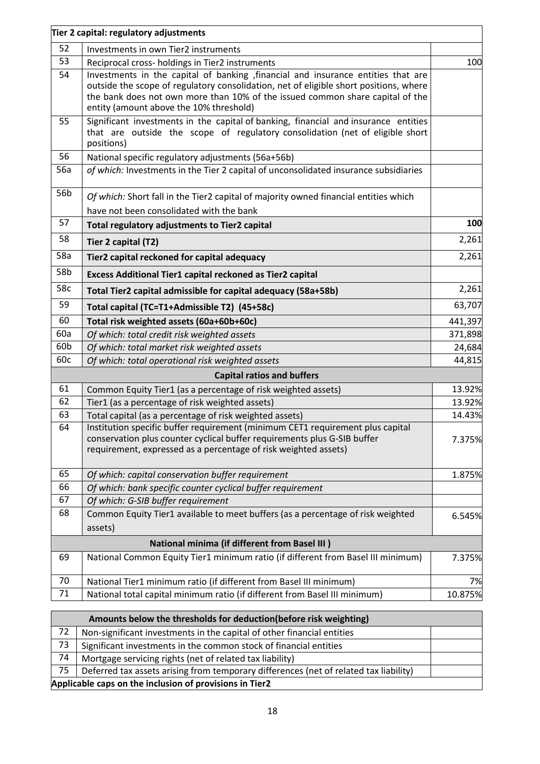| Tier 2 capital: regulatory adjustments | | |
|---|---|---|
| 52 | Investments in own Tier2 instruments | |
| 53 | Reciprocal cross- holdings in Tier2 instruments | 100 |
| 54 | Investments in the capital of banking ,financial and insurance entities that are outside the scope of regulatory consolidation, net of eligible short positions, where the bank does not own more than 10% of the issued common share capital of the entity (amount above the 10% threshold) | |
| 55 | Significant investments in the capital of banking, financial and insurance entities that are outside the scope of regulatory consolidation (net of eligible short positions) | |
| 56 | National specific regulatory adjustments (56a+56b) | |
| 56a | *of which:* Investments in the Tier 2 capital of unconsolidated insurance subsidiaries | |
| 56b | *Of which:* Short fall in the Tier2 capital of majority owned financial entities which have not been consolidated with the bank | |
| 57 | **Total regulatory adjustments to Tier2 capital** | **100** |
| 58 | **Tier 2 capital (T2)** | 2,261 |
| 58a | **Tier2 capital reckoned for capital adequacy** | 2,261 |
| 58b | **Excess Additional Tier1 capital reckoned as Tier2 capital** | |
| 58c | **Total Tier2 capital admissible for capital adequacy (58a+58b)** | 2,261 |
| 59 | **Total capital (TC=T1+Admissible T2) (45+58c)** | 63,707 |
| 60 | **Total risk weighted assets (60a+60b+60c)** | 441,397 |
| 60a | *Of which: total credit risk weighted assets* | 371,898 |
| 60b | *Of which: total market risk weighted assets* | 24,684 |
| 60c | *Of which: total operational risk weighted assets* | 44,815 |
| | **Capital ratios and buffers** | |
| 61 | Common Equity Tier1 (as a percentage of risk weighted assets) | 13.92% |
| 62 | Tier1 (as a percentage of risk weighted assets) | 13.92% |
| 63 | Total capital (as a percentage of risk weighted assets) | 14.43% |
| 64 | Institution specific buffer requirement (minimum CET1 requirement plus capital conservation plus counter cyclical buffer requirements plus G-SIB buffer requirement, expressed as a percentage of risk weighted assets) | 7.375% |
| 65 | *Of which: capital conservation buffer requirement* | 1.875% |
| 66 | *Of which: bank specific counter cyclical buffer requirement* | |
| 67 | *Of which: G-SIB buffer requirement* | |
| 68 | Common Equity Tier1 available to meet buffers (as a percentage of risk weighted assets) | 6.545% |
| | **National minima (if different from Basel III )** | |
| 69 | National Common Equity Tier1 minimum ratio (if different from Basel III minimum) | 7.375% |
| 70 | National Tier1 minimum ratio (if different from Basel III minimum) | 7% |
| 71 | National total capital minimum ratio (if different from Basel III minimum) | 10.875% |

| Amounts below the thresholds for deduction(before risk weighting) | | |
|---|---|---|
| 72 | Non-significant investments in the capital of other financial entities | |
| 73 | Significant investments in the common stock of financial entities | |
| 74 | Mortgage servicing rights (net of related tax liability) | |
| 75 | Deferred tax assets arising from temporary differences (net of related tax liability) | |
| **Applicable caps on the inclusion of provisions in Tier2** | | |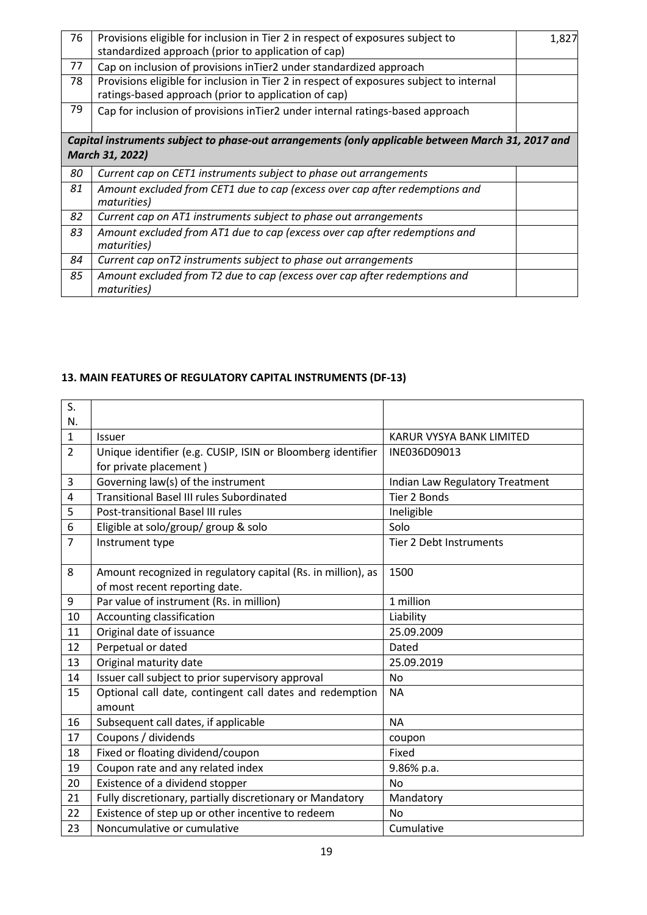| 76 | Provisions eligible for inclusion in Tier 2 in respect of exposures subject to standardized approach (prior to application of cap) | 1,827 |
|---|---|---|
| 77 | Cap on inclusion of provisions inTier2 under standardized approach | |
| 78 | Provisions eligible for inclusion in Tier 2 in respect of exposures subject to internal ratings-based approach (prior to application of cap) | |
| 79 | Cap for inclusion of provisions inTier2 under internal ratings-based approach | |
| ***Capital instruments subject to phase-out arrangements (only applicable between March 31, 2017 and March 31, 2022)*** | | |
| *80* | *Current cap on CET1 instruments subject to phase out arrangements* | |
| *81* | *Amount excluded from CET1 due to cap (excess over cap after redemptions and maturities)* | |
| *82* | *Current cap on AT1 instruments subject to phase out arrangements* | |
| *83* | *Amount excluded from AT1 due to cap (excess over cap after redemptions and maturities)* | |
| *84* | *Current cap onT2 instruments subject to phase out arrangements* | |
| *85* | *Amount excluded from T2 due to cap (excess over cap after redemptions and maturities)* | |

## 13. MAIN FEATURES OF REGULATORY CAPITAL INSTRUMENTS (DF-13)

| S. N. | | |
|---|---|---|
| 1 | Issuer | KARUR VYSYA BANK LIMITED |
| 2 | Unique identifier (e.g. CUSIP, ISIN or Bloomberg identifier for private placement ) | INE036D09013 |
| 3 | Governing law(s) of the instrument | Indian Law Regulatory Treatment |
| 4 | Transitional Basel III rules Subordinated | Tier 2 Bonds |
| 5 | Post-transitional Basel III rules | Ineligible |
| 6 | Eligible at solo/group/ group & solo | Solo |
| 7 | Instrument type | Tier 2 Debt Instruments |
| 8 | Amount recognized in regulatory capital (Rs. in million), as of most recent reporting date. | 1500 |
| 9 | Par value of instrument (Rs. in million) | 1 million |
| 10 | Accounting classification | Liability |
| 11 | Original date of issuance | 25.09.2009 |
| 12 | Perpetual or dated | Dated |
| 13 | Original maturity date | 25.09.2019 |
| 14 | Issuer call subject to prior supervisory approval | No |
| 15 | Optional call date, contingent call dates and redemption amount | NA |
| 16 | Subsequent call dates, if applicable | NA |
| 17 | Coupons / dividends | coupon |
| 18 | Fixed or floating dividend/coupon | Fixed |
| 19 | Coupon rate and any related index | 9.86% p.a. |
| 20 | Existence of a dividend stopper | No |
| 21 | Fully discretionary, partially discretionary or Mandatory | Mandatory |
| 22 | Existence of step up or other incentive to redeem | No |
| 23 | Noncumulative or cumulative | Cumulative |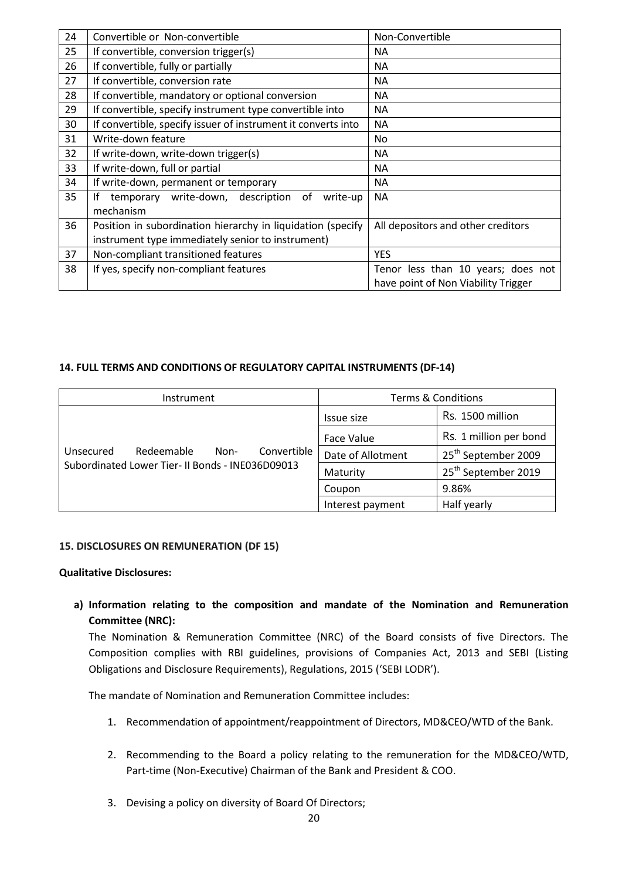| 24 | Convertible or Non-convertible | Non-Convertible |
|---|---|---|
| 25 | If convertible, conversion trigger(s) | NA |
| 26 | If convertible, fully or partially | NA |
| 27 | If convertible, conversion rate | NA |
| 28 | If convertible, mandatory or optional conversion | NA |
| 29 | If convertible, specify instrument type convertible into | NA |
| 30 | If convertible, specify issuer of instrument it converts into | NA |
| 31 | Write-down feature | No |
| 32 | If write-down, write-down trigger(s) | NA |
| 33 | If write-down, full or partial | NA |
| 34 | If write-down, permanent or temporary | NA |
| 35 | If temporary write-down, description of write-up mechanism | NA |
| 36 | Position in subordination hierarchy in liquidation (specify instrument type immediately senior to instrument) | All depositors and other creditors |
| 37 | Non-compliant transitioned features | YES |
| 38 | If yes, specify non-compliant features | Tenor less than 10 years; does not have point of Non Viability Trigger |

**14. FULL TERMS AND CONDITIONS OF REGULATORY CAPITAL INSTRUMENTS (DF-14)**

| Instrument | Terms & Conditions | |
|---|---|---|
| Unsecured Redeemable Non- Convertible Subordinated Lower Tier- II Bonds - INE036D09013 | Issue size | Rs. 1500 million |
| | Face Value | Rs. 1 million per bond |
| | Date of Allotment | 25th September 2009 |
| | Maturity | 25th September 2019 |
| | Coupon | 9.86% |
| | Interest payment | Half yearly |

**15. DISCLOSURES ON REMUNERATION (DF 15)**

**Qualitative Disclosures:**

**a) Information relating to the composition and mandate of the Nomination and Remuneration Committee (NRC):**

The Nomination & Remuneration Committee (NRC) of the Board consists of five Directors. The Composition complies with RBI guidelines, provisions of Companies Act, 2013 and SEBI (Listing Obligations and Disclosure Requirements), Regulations, 2015 ('SEBI LODR').

The mandate of Nomination and Remuneration Committee includes:

1. Recommendation of appointment/reappointment of Directors, MD&CEO/WTD of the Bank.
2. Recommending to the Board a policy relating to the remuneration for the MD&CEO/WTD, Part-time (Non-Executive) Chairman of the Bank and President & COO.
3. Devising a policy on diversity of Board Of Directors;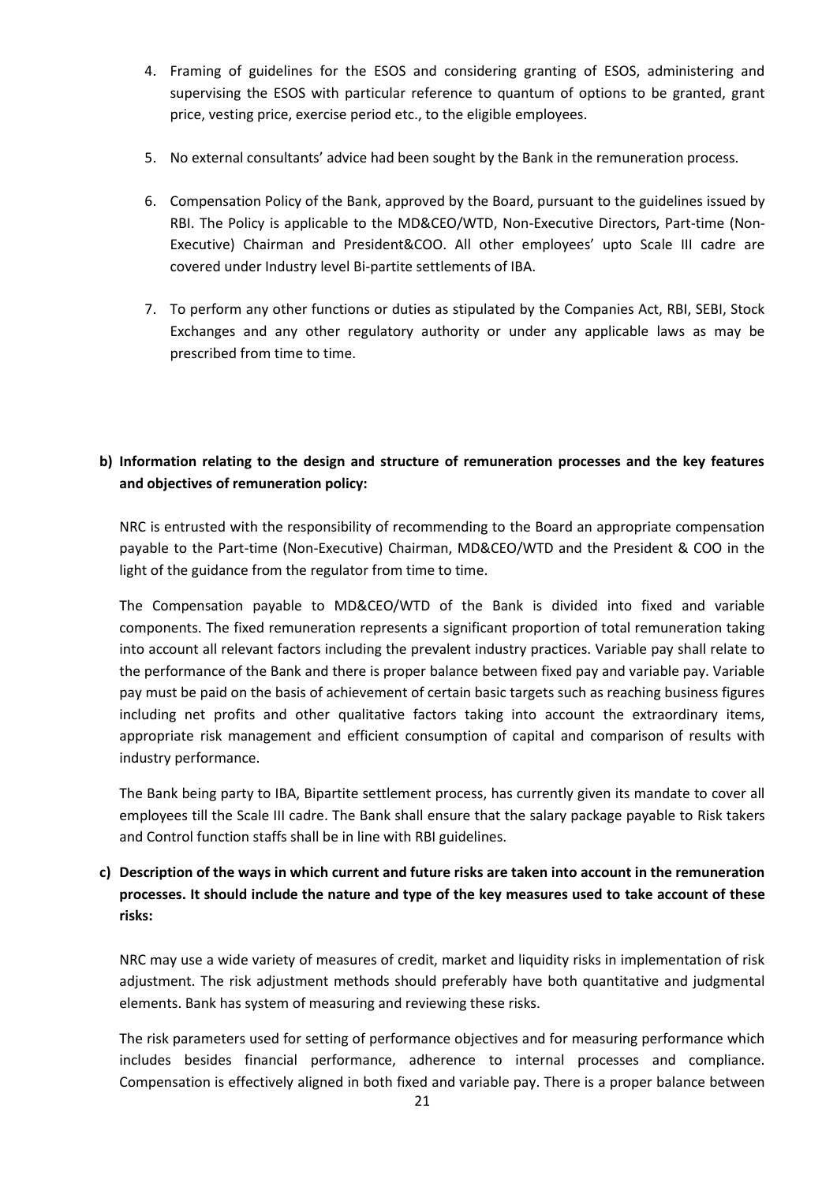4. Framing of guidelines for the ESOS and considering granting of ESOS, administering and supervising the ESOS with particular reference to quantum of options to be granted, grant price, vesting price, exercise period etc., to the eligible employees.

5. No external consultants' advice had been sought by the Bank in the remuneration process.

6. Compensation Policy of the Bank, approved by the Board, pursuant to the guidelines issued by RBI. The Policy is applicable to the MD&CEO/WTD, Non-Executive Directors, Part-time (Non-Executive) Chairman and President&COO. All other employees' upto Scale III cadre are covered under Industry level Bi-partite settlements of IBA.

7. To perform any other functions or duties as stipulated by the Companies Act, RBI, SEBI, Stock Exchanges and any other regulatory authority or under any applicable laws as may be prescribed from time to time.

**b) Information relating to the design and structure of remuneration processes and the key features and objectives of remuneration policy:**

NRC is entrusted with the responsibility of recommending to the Board an appropriate compensation payable to the Part-time (Non-Executive) Chairman, MD&CEO/WTD and the President & COO in the light of the guidance from the regulator from time to time.

The Compensation payable to MD&CEO/WTD of the Bank is divided into fixed and variable components. The fixed remuneration represents a significant proportion of total remuneration taking into account all relevant factors including the prevalent industry practices. Variable pay shall relate to the performance of the Bank and there is proper balance between fixed pay and variable pay. Variable pay must be paid on the basis of achievement of certain basic targets such as reaching business figures including net profits and other qualitative factors taking into account the extraordinary items, appropriate risk management and efficient consumption of capital and comparison of results with industry performance.

The Bank being party to IBA, Bipartite settlement process, has currently given its mandate to cover all employees till the Scale III cadre. The Bank shall ensure that the salary package payable to Risk takers and Control function staffs shall be in line with RBI guidelines.

**c) Description of the ways in which current and future risks are taken into account in the remuneration processes. It should include the nature and type of the key measures used to take account of these risks:**

NRC may use a wide variety of measures of credit, market and liquidity risks in implementation of risk adjustment. The risk adjustment methods should preferably have both quantitative and judgmental elements. Bank has system of measuring and reviewing these risks.

The risk parameters used for setting of performance objectives and for measuring performance which includes besides financial performance, adherence to internal processes and compliance. Compensation is effectively aligned in both fixed and variable pay. There is a proper balance between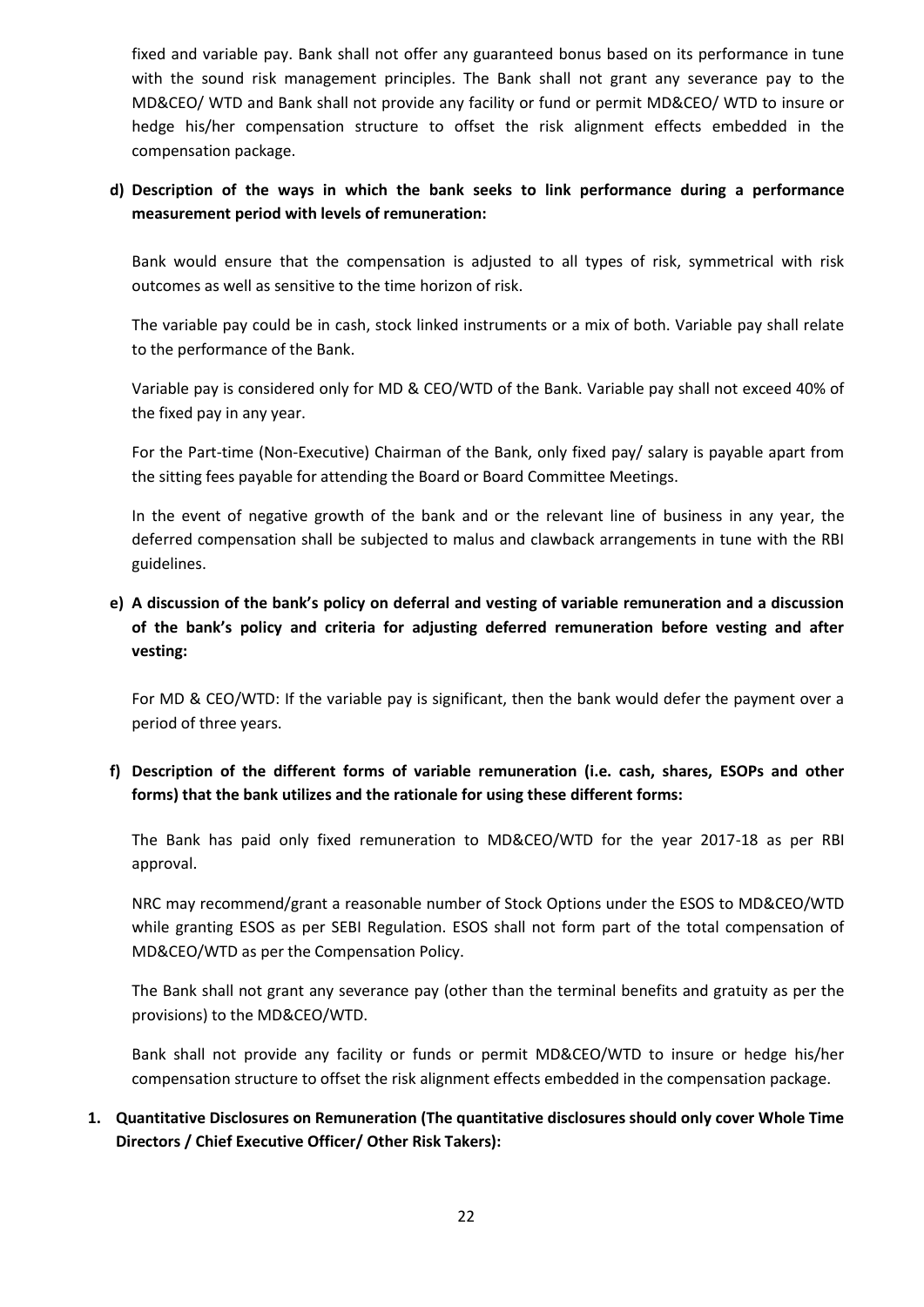fixed and variable pay. Bank shall not offer any guaranteed bonus based on its performance in tune with the sound risk management principles. The Bank shall not grant any severance pay to the MD&CEO/ WTD and Bank shall not provide any facility or fund or permit MD&CEO/ WTD to insure or hedge his/her compensation structure to offset the risk alignment effects embedded in the compensation package.

**d) Description of the ways in which the bank seeks to link performance during a performance measurement period with levels of remuneration:**

Bank would ensure that the compensation is adjusted to all types of risk, symmetrical with risk outcomes as well as sensitive to the time horizon of risk.

The variable pay could be in cash, stock linked instruments or a mix of both. Variable pay shall relate to the performance of the Bank.

Variable pay is considered only for MD & CEO/WTD of the Bank. Variable pay shall not exceed 40% of the fixed pay in any year.

For the Part-time (Non-Executive) Chairman of the Bank, only fixed pay/ salary is payable apart from the sitting fees payable for attending the Board or Board Committee Meetings.

In the event of negative growth of the bank and or the relevant line of business in any year, the deferred compensation shall be subjected to malus and clawback arrangements in tune with the RBI guidelines.

**e) A discussion of the bank's policy on deferral and vesting of variable remuneration and a discussion of the bank's policy and criteria for adjusting deferred remuneration before vesting and after vesting:**

For MD & CEO/WTD: If the variable pay is significant, then the bank would defer the payment over a period of three years.

**f) Description of the different forms of variable remuneration (i.e. cash, shares, ESOPs and other forms) that the bank utilizes and the rationale for using these different forms:**

The Bank has paid only fixed remuneration to MD&CEO/WTD for the year 2017-18 as per RBI approval.

NRC may recommend/grant a reasonable number of Stock Options under the ESOS to MD&CEO/WTD while granting ESOS as per SEBI Regulation. ESOS shall not form part of the total compensation of MD&CEO/WTD as per the Compensation Policy.

The Bank shall not grant any severance pay (other than the terminal benefits and gratuity as per the provisions) to the MD&CEO/WTD.

Bank shall not provide any facility or funds or permit MD&CEO/WTD to insure or hedge his/her compensation structure to offset the risk alignment effects embedded in the compensation package.

**1. Quantitative Disclosures on Remuneration (The quantitative disclosures should only cover Whole Time Directors / Chief Executive Officer/ Other Risk Takers):**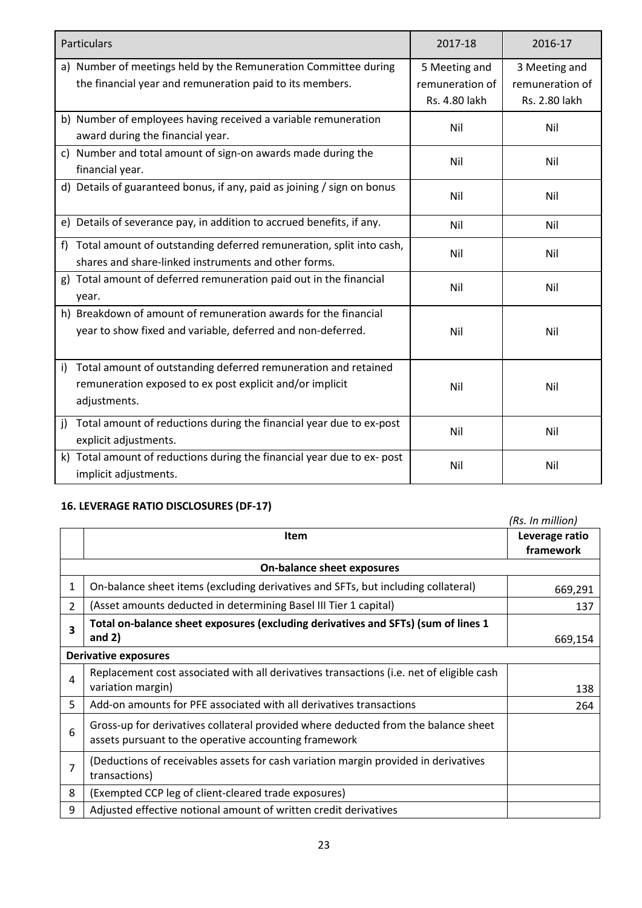| Particulars | 2017-18 | 2016-17 |
|---|---|---|
| a) Number of meetings held by the Remuneration Committee during the financial year and remuneration paid to its members. | 5 Meeting and remuneration of Rs. 4.80 lakh | 3 Meeting and remuneration of Rs. 2.80 lakh |
| b) Number of employees having received a variable remuneration award during the financial year. | Nil | Nil |
| c) Number and total amount of sign-on awards made during the financial year. | Nil | Nil |
| d) Details of guaranteed bonus, if any, paid as joining / sign on bonus | Nil | Nil |
| e) Details of severance pay, in addition to accrued benefits, if any. | Nil | Nil |
| f) Total amount of outstanding deferred remuneration, split into cash, shares and share-linked instruments and other forms. | Nil | Nil |
| g) Total amount of deferred remuneration paid out in the financial year. | Nil | Nil |
| h) Breakdown of amount of remuneration awards for the financial year to show fixed and variable, deferred and non-deferred. | Nil | Nil |
| i) Total amount of outstanding deferred remuneration and retained remuneration exposed to ex post explicit and/or implicit adjustments. | Nil | Nil |
| j) Total amount of reductions during the financial year due to ex-post explicit adjustments. | Nil | Nil |
| k) Total amount of reductions during the financial year due to ex- post implicit adjustments. | Nil | Nil |

## 16. LEVERAGE RATIO DISCLOSURES (DF-17)

*(Rs. In million)*

| | Item | Leverage ratio framework |
|---|---|---|
| | **On-balance sheet exposures** | |
| 1 | On-balance sheet items (excluding derivatives and SFTs, but including collateral) | 669,291 |
| 2 | (Asset amounts deducted in determining Basel III Tier 1 capital) | 137 |
| **3** | **Total on-balance sheet exposures (excluding derivatives and SFTs) (sum of lines 1 and 2)** | 669,154 |
| | **Derivative exposures** | |
| 4 | Replacement cost associated with all derivatives transactions (i.e. net of eligible cash variation margin) | 138 |
| 5 | Add-on amounts for PFE associated with all derivatives transactions | 264 |
| 6 | Gross-up for derivatives collateral provided where deducted from the balance sheet assets pursuant to the operative accounting framework | |
| 7 | (Deductions of receivables assets for cash variation margin provided in derivatives transactions) | |
| 8 | (Exempted CCP leg of client-cleared trade exposures) | |
| 9 | Adjusted effective notional amount of written credit derivatives | |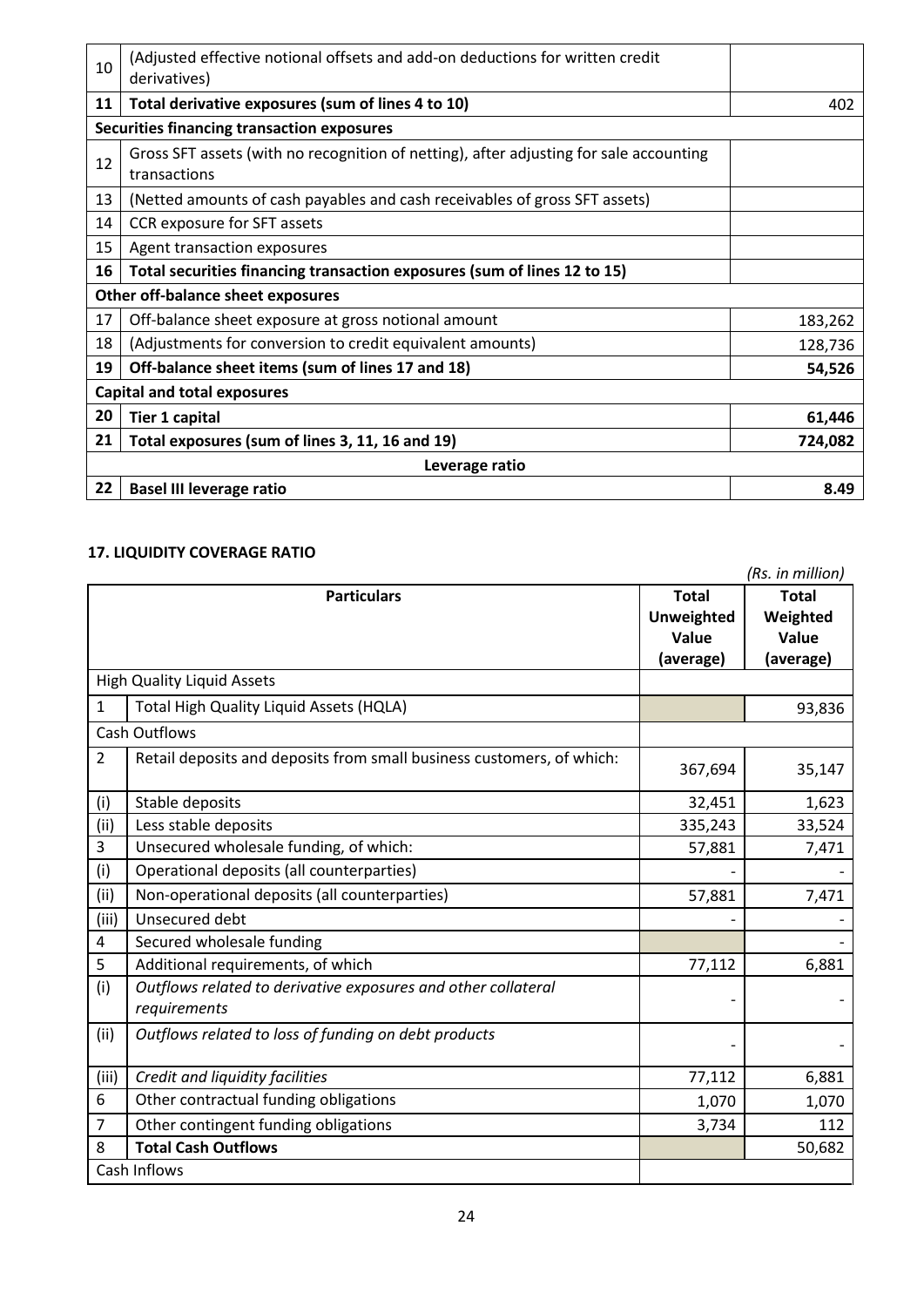| | | |
|---|---|---|
| 10 | (Adjusted effective notional offsets and add-on deductions for written credit derivatives) | |
| **11** | **Total derivative exposures (sum of lines 4 to 10)** | 402 |
| **Securities financing transaction exposures** | | |
| 12 | Gross SFT assets (with no recognition of netting), after adjusting for sale accounting transactions | |
| 13 | (Netted amounts of cash payables and cash receivables of gross SFT assets) | |
| 14 | CCR exposure for SFT assets | |
| 15 | Agent transaction exposures | |
| **16** | **Total securities financing transaction exposures (sum of lines 12 to 15)** | |
| **Other off-balance sheet exposures** | | |
| 17 | Off-balance sheet exposure at gross notional amount | 183,262 |
| 18 | (Adjustments for conversion to credit equivalent amounts) | 128,736 |
| **19** | **Off-balance sheet items (sum of lines 17 and 18)** | **54,526** |
| **Capital and total exposures** | | |
| **20** | **Tier 1 capital** | **61,446** |
| **21** | **Total exposures (sum of lines 3, 11, 16 and 19)** | **724,082** |
| **Leverage ratio** | | |
| **22** | **Basel III leverage ratio** | **8.49** |

**17. LIQUIDITY COVERAGE RATIO**

*(Rs. in million)*

| | **Particulars** | **Total Unweighted Value (average)** | **Total Weighted Value (average)** |
|---|---|---|---|
| High Quality Liquid Assets | | | |
| 1 | Total High Quality Liquid Assets (HQLA) | | 93,836 |
| Cash Outflows | | | |
| 2 | Retail deposits and deposits from small business customers, of which: | 367,694 | 35,147 |
| (i) | Stable deposits | 32,451 | 1,623 |
| (ii) | Less stable deposits | 335,243 | 33,524 |
| 3 | Unsecured wholesale funding, of which: | 57,881 | 7,471 |
| (i) | Operational deposits (all counterparties) | - | - |
| (ii) | Non-operational deposits (all counterparties) | 57,881 | 7,471 |
| (iii) | Unsecured debt | - | - |
| 4 | Secured wholesale funding | | - |
| 5 | Additional requirements, of which | 77,112 | 6,881 |
| (i) | *Outflows related to derivative exposures and other collateral requirements* | - | - |
| (ii) | *Outflows related to loss of funding on debt products* | - | - |
| (iii) | *Credit and liquidity facilities* | 77,112 | 6,881 |
| 6 | Other contractual funding obligations | 1,070 | 1,070 |
| 7 | Other contingent funding obligations | 3,734 | 112 |
| 8 | **Total Cash Outflows** | | 50,682 |
| Cash Inflows | | | |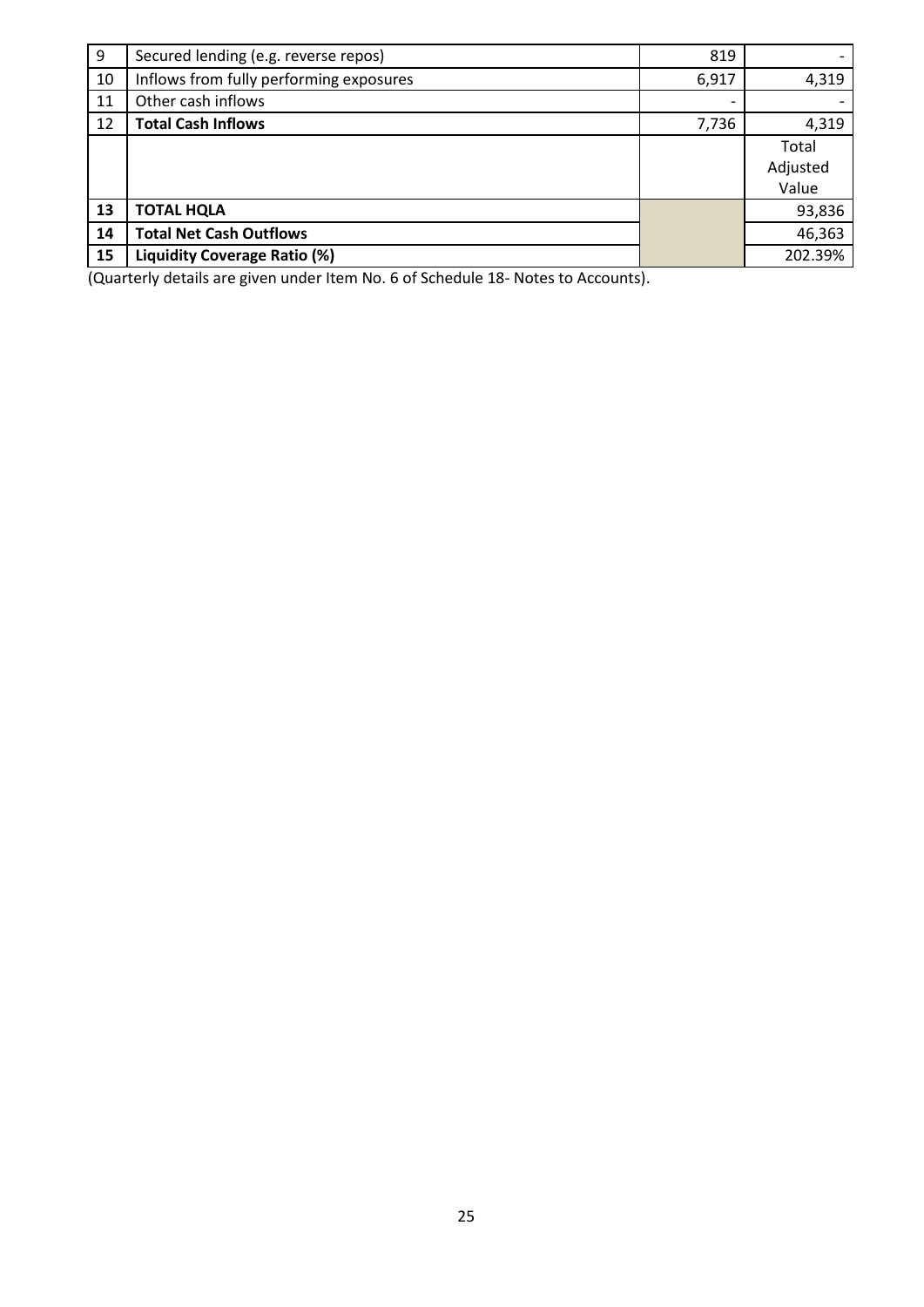| | | | |
|---|---|---|---|
| 9 | Secured lending (e.g. reverse repos) | 819 | - |
| 10 | Inflows from fully performing exposures | 6,917 | 4,319 |
| 11 | Other cash inflows | - | - |
| 12 | **Total Cash Inflows** | 7,736 | 4,319 |
| | | | Total Adjusted Value |
| **13** | **TOTAL HQLA** | | 93,836 |
| **14** | **Total Net Cash Outflows** | | 46,363 |
| **15** | **Liquidity Coverage Ratio (%)** | | 202.39% |

(Quarterly details are given under Item No. 6 of Schedule 18- Notes to Accounts).